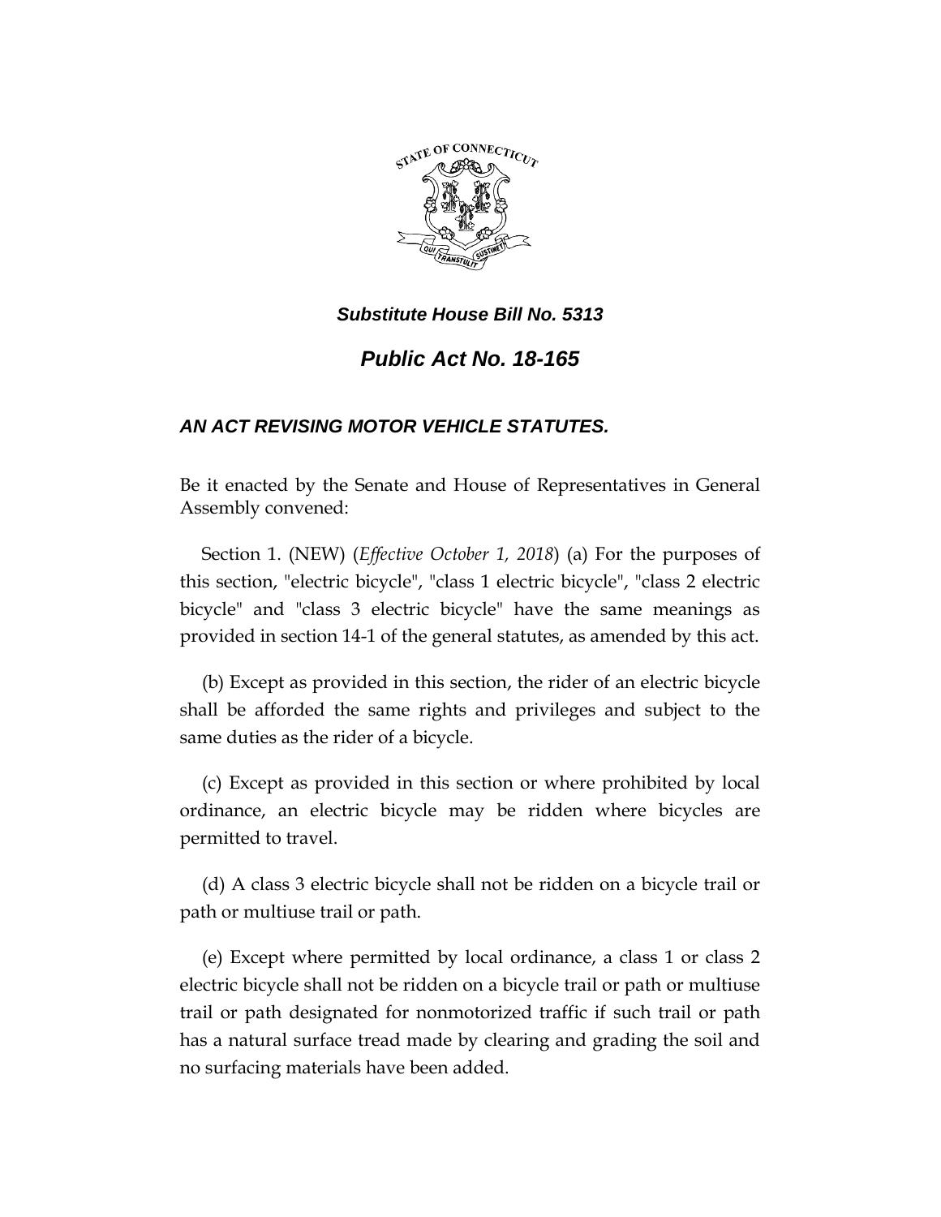***Substitute House Bill No. 5313***

# *Public Act No. 18-165*

## *AN ACT REVISING MOTOR VEHICLE STATUTES.*

Be it enacted by the Senate and House of Representatives in General Assembly convened:

Section 1. (NEW) (*Effective October 1, 2018*) (a) For the purposes of this section, "electric bicycle", "class 1 electric bicycle", "class 2 electric bicycle" and "class 3 electric bicycle" have the same meanings as provided in section 14-1 of the general statutes, as amended by this act.

(b) Except as provided in this section, the rider of an electric bicycle shall be afforded the same rights and privileges and subject to the same duties as the rider of a bicycle.

(c) Except as provided in this section or where prohibited by local ordinance, an electric bicycle may be ridden where bicycles are permitted to travel.

(d) A class 3 electric bicycle shall not be ridden on a bicycle trail or path or multiuse trail or path.

(e) Except where permitted by local ordinance, a class 1 or class 2 electric bicycle shall not be ridden on a bicycle trail or path or multiuse trail or path designated for nonmotorized traffic if such trail or path has a natural surface tread made by clearing and grading the soil and no surfacing materials have been added.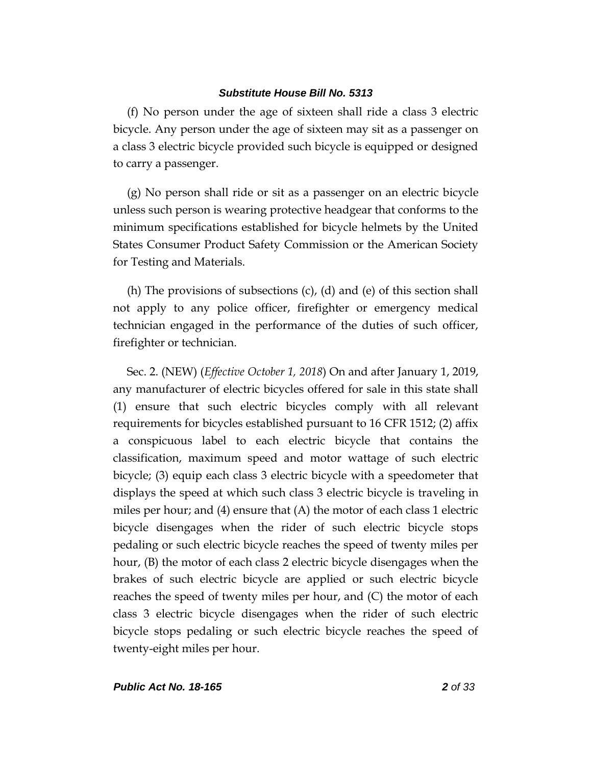(f) No person under the age of sixteen shall ride a class 3 electric bicycle. Any person under the age of sixteen may sit as a passenger on a class 3 electric bicycle provided such bicycle is equipped or designed to carry a passenger.

(g) No person shall ride or sit as a passenger on an electric bicycle unless such person is wearing protective headgear that conforms to the minimum specifications established for bicycle helmets by the United States Consumer Product Safety Commission or the American Society for Testing and Materials.

(h) The provisions of subsections (c), (d) and (e) of this section shall not apply to any police officer, firefighter or emergency medical technician engaged in the performance of the duties of such officer, firefighter or technician.

Sec. 2. (NEW) (*Effective October 1, 2018*) On and after January 1, 2019, any manufacturer of electric bicycles offered for sale in this state shall (1) ensure that such electric bicycles comply with all relevant requirements for bicycles established pursuant to 16 CFR 1512; (2) affix a conspicuous label to each electric bicycle that contains the classification, maximum speed and motor wattage of such electric bicycle; (3) equip each class 3 electric bicycle with a speedometer that displays the speed at which such class 3 electric bicycle is traveling in miles per hour; and (4) ensure that (A) the motor of each class 1 electric bicycle disengages when the rider of such electric bicycle stops pedaling or such electric bicycle reaches the speed of twenty miles per hour, (B) the motor of each class 2 electric bicycle disengages when the brakes of such electric bicycle are applied or such electric bicycle reaches the speed of twenty miles per hour, and (C) the motor of each class 3 electric bicycle disengages when the rider of such electric bicycle stops pedaling or such electric bicycle reaches the speed of twenty-eight miles per hour.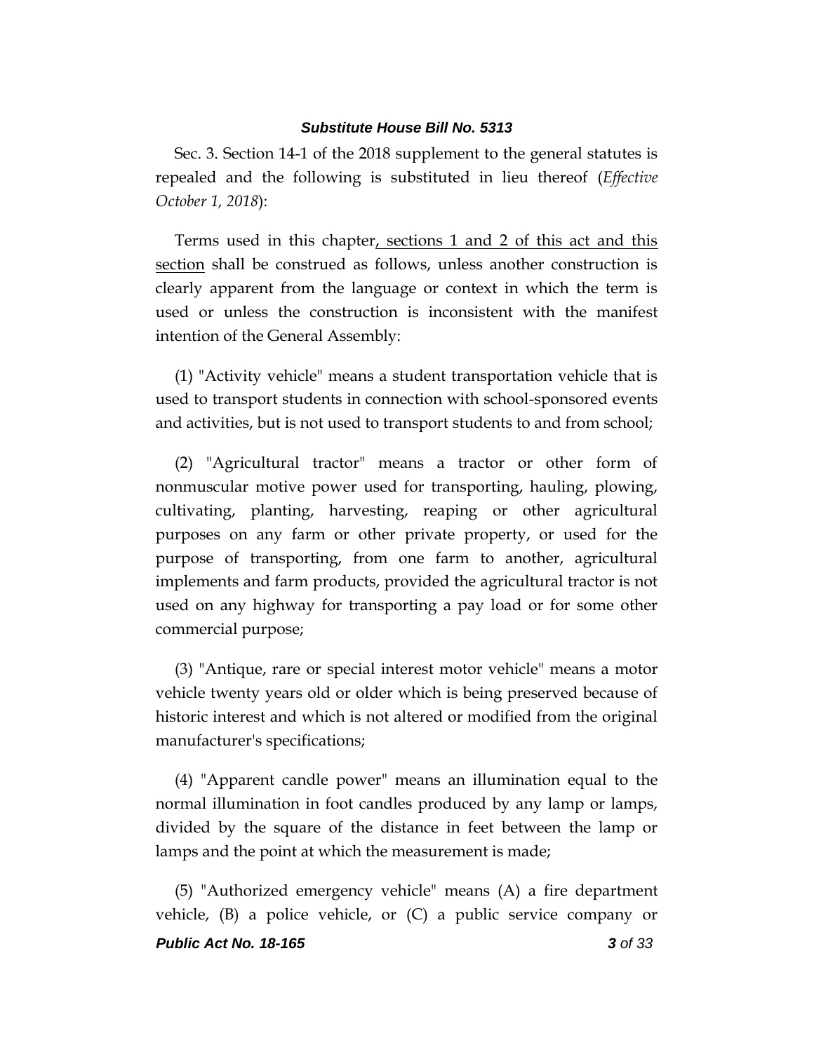Sec. 3. Section 14-1 of the 2018 supplement to the general statutes is repealed and the following is substituted in lieu thereof (*Effective October 1, 2018*):

Terms used in this chapter, sections 1 and 2 of this act and this section shall be construed as follows, unless another construction is clearly apparent from the language or context in which the term is used or unless the construction is inconsistent with the manifest intention of the General Assembly:

(1) "Activity vehicle" means a student transportation vehicle that is used to transport students in connection with school-sponsored events and activities, but is not used to transport students to and from school;

(2) "Agricultural tractor" means a tractor or other form of nonmuscular motive power used for transporting, hauling, plowing, cultivating, planting, harvesting, reaping or other agricultural purposes on any farm or other private property, or used for the purpose of transporting, from one farm to another, agricultural implements and farm products, provided the agricultural tractor is not used on any highway for transporting a pay load or for some other commercial purpose;

(3) "Antique, rare or special interest motor vehicle" means a motor vehicle twenty years old or older which is being preserved because of historic interest and which is not altered or modified from the original manufacturer's specifications;

(4) "Apparent candle power" means an illumination equal to the normal illumination in foot candles produced by any lamp or lamps, divided by the square of the distance in feet between the lamp or lamps and the point at which the measurement is made;

(5) "Authorized emergency vehicle" means (A) a fire department vehicle, (B) a police vehicle, or (C) a public service company or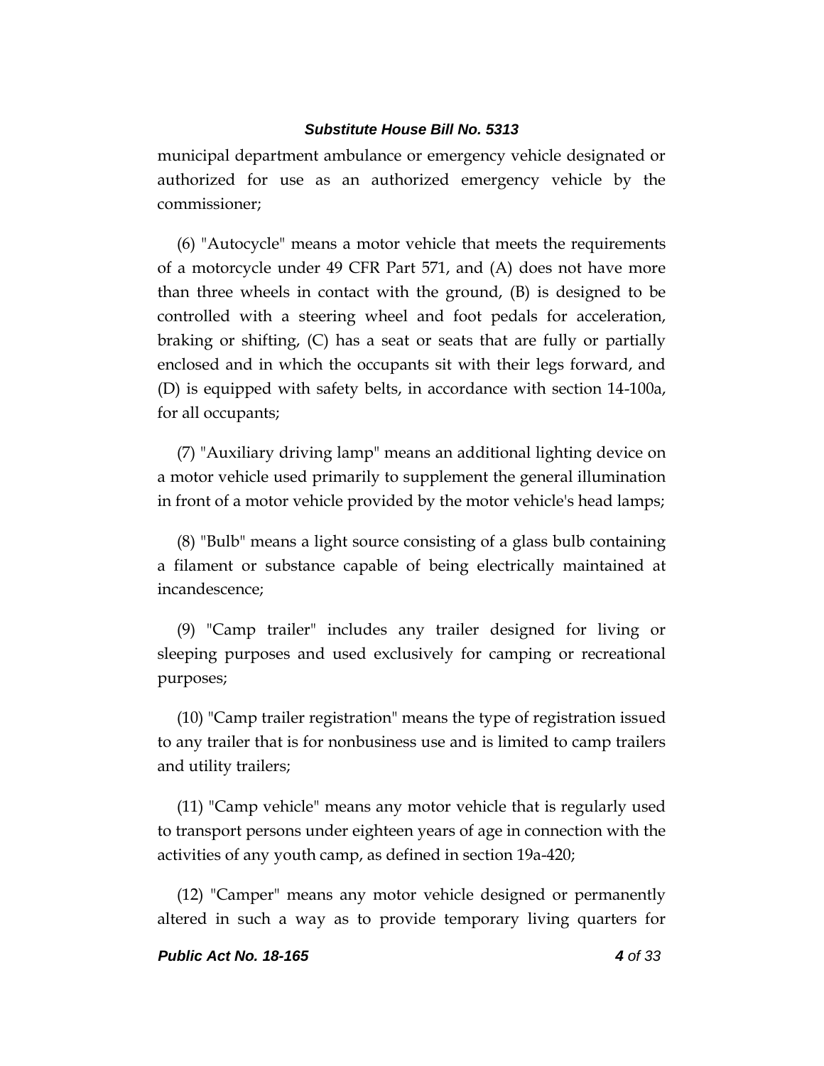municipal department ambulance or emergency vehicle designated or authorized for use as an authorized emergency vehicle by the commissioner;

(6) "Autocycle" means a motor vehicle that meets the requirements of a motorcycle under 49 CFR Part 571, and (A) does not have more than three wheels in contact with the ground, (B) is designed to be controlled with a steering wheel and foot pedals for acceleration, braking or shifting, (C) has a seat or seats that are fully or partially enclosed and in which the occupants sit with their legs forward, and (D) is equipped with safety belts, in accordance with section 14-100a, for all occupants;

(7) "Auxiliary driving lamp" means an additional lighting device on a motor vehicle used primarily to supplement the general illumination in front of a motor vehicle provided by the motor vehicle's head lamps;

(8) "Bulb" means a light source consisting of a glass bulb containing a filament or substance capable of being electrically maintained at incandescence;

(9) "Camp trailer" includes any trailer designed for living or sleeping purposes and used exclusively for camping or recreational purposes;

(10) "Camp trailer registration" means the type of registration issued to any trailer that is for nonbusiness use and is limited to camp trailers and utility trailers;

(11) "Camp vehicle" means any motor vehicle that is regularly used to transport persons under eighteen years of age in connection with the activities of any youth camp, as defined in section 19a-420;

(12) "Camper" means any motor vehicle designed or permanently altered in such a way as to provide temporary living quarters for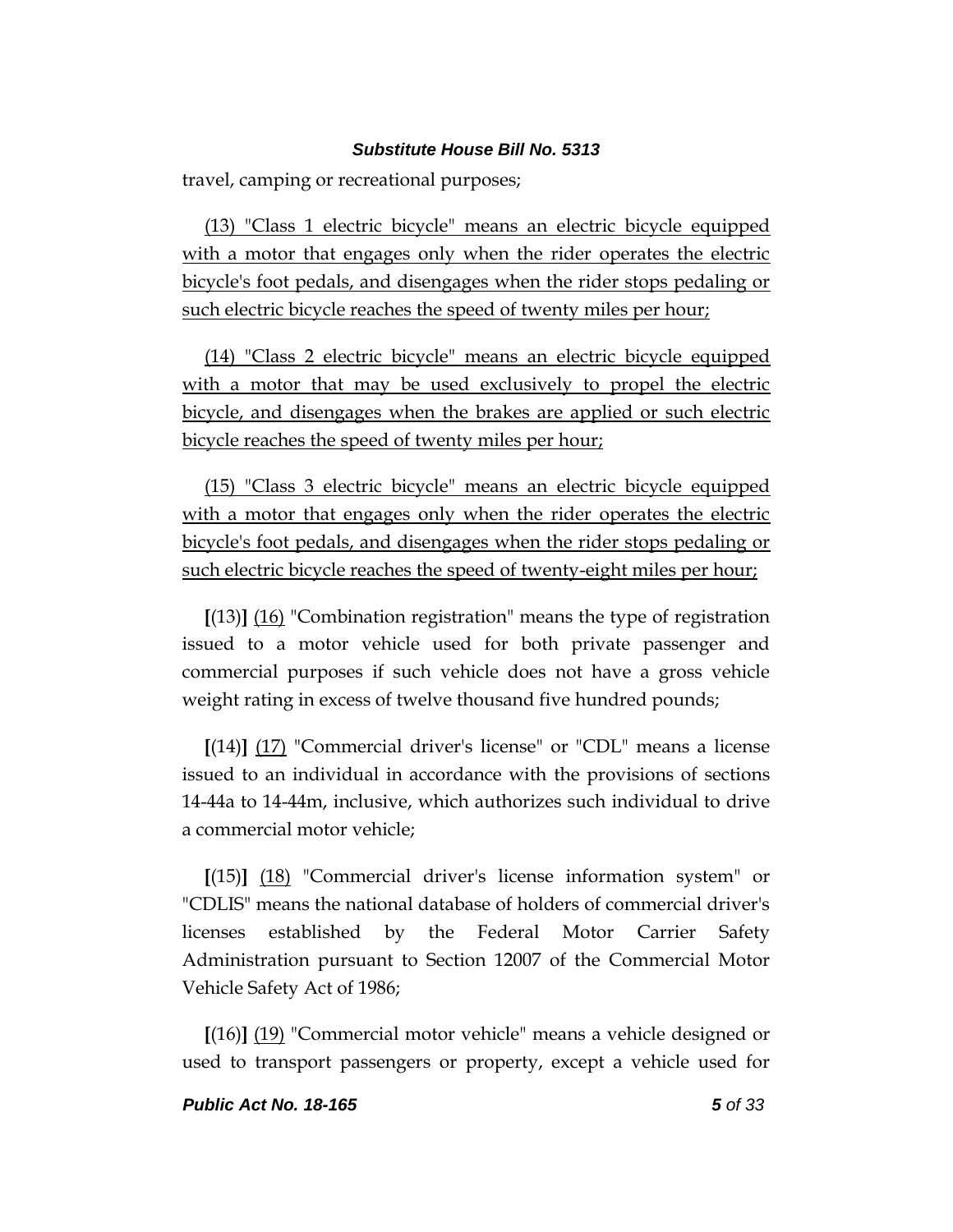travel, camping or recreational purposes;

<u>(13) "Class 1 electric bicycle" means an electric bicycle equipped with a motor that engages only when the rider operates the electric bicycle's foot pedals, and disengages when the rider stops pedaling or such electric bicycle reaches the speed of twenty miles per hour;</u>

<u>(14) "Class 2 electric bicycle" means an electric bicycle equipped with a motor that may be used exclusively to propel the electric bicycle, and disengages when the brakes are applied or such electric bicycle reaches the speed of twenty miles per hour;</u>

<u>(15) "Class 3 electric bicycle" means an electric bicycle equipped with a motor that engages only when the rider operates the electric bicycle's foot pedals, and disengages when the rider stops pedaling or such electric bicycle reaches the speed of twenty-eight miles per hour;</u>

**[**(13)**]** <u>(16)</u> "Combination registration" means the type of registration issued to a motor vehicle used for both private passenger and commercial purposes if such vehicle does not have a gross vehicle weight rating in excess of twelve thousand five hundred pounds;

**[**(14)**]** <u>(17)</u> "Commercial driver's license" or "CDL" means a license issued to an individual in accordance with the provisions of sections 14-44a to 14-44m, inclusive, which authorizes such individual to drive a commercial motor vehicle;

**[**(15)**]** <u>(18)</u> "Commercial driver's license information system" or "CDLIS" means the national database of holders of commercial driver's licenses established by the Federal Motor Carrier Safety Administration pursuant to Section 12007 of the Commercial Motor Vehicle Safety Act of 1986;

**[**(16)**]** <u>(19)</u> "Commercial motor vehicle" means a vehicle designed or used to transport passengers or property, except a vehicle used for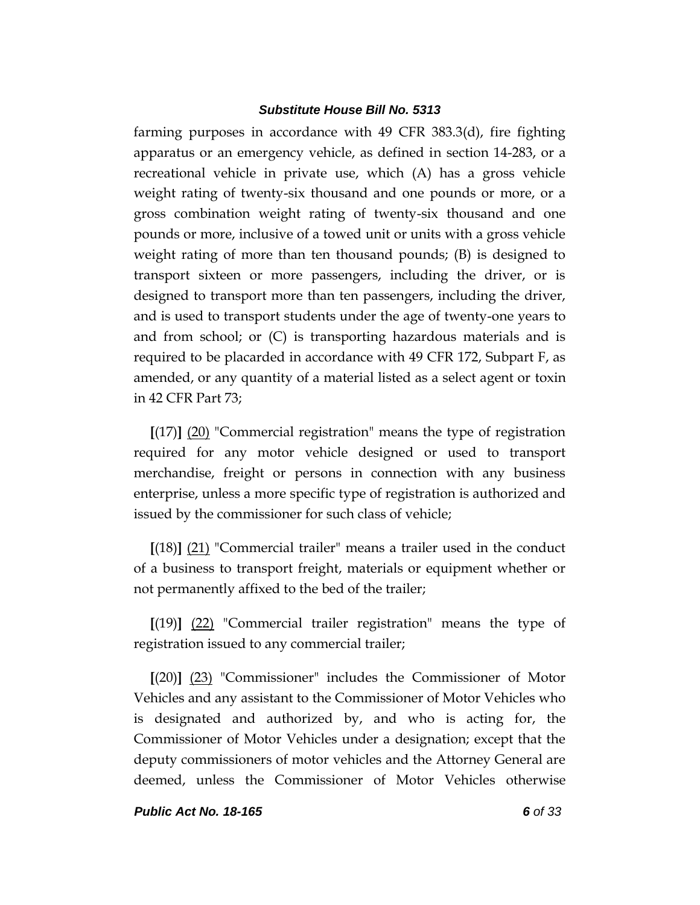farming purposes in accordance with 49 CFR 383.3(d), fire fighting apparatus or an emergency vehicle, as defined in section 14-283, or a recreational vehicle in private use, which (A) has a gross vehicle weight rating of twenty-six thousand and one pounds or more, or a gross combination weight rating of twenty-six thousand and one pounds or more, inclusive of a towed unit or units with a gross vehicle weight rating of more than ten thousand pounds; (B) is designed to transport sixteen or more passengers, including the driver, or is designed to transport more than ten passengers, including the driver, and is used to transport students under the age of twenty-one years to and from school; or (C) is transporting hazardous materials and is required to be placarded in accordance with 49 CFR 172, Subpart F, as amended, or any quantity of a material listed as a select agent or toxin in 42 CFR Part 73;

**[**(17)**]** (20) "Commercial registration" means the type of registration required for any motor vehicle designed or used to transport merchandise, freight or persons in connection with any business enterprise, unless a more specific type of registration is authorized and issued by the commissioner for such class of vehicle;

**[**(18)**]** (21) "Commercial trailer" means a trailer used in the conduct of a business to transport freight, materials or equipment whether or not permanently affixed to the bed of the trailer;

**[**(19)**]** (22) "Commercial trailer registration" means the type of registration issued to any commercial trailer;

**[**(20)**]** (23) "Commissioner" includes the Commissioner of Motor Vehicles and any assistant to the Commissioner of Motor Vehicles who is designated and authorized by, and who is acting for, the Commissioner of Motor Vehicles under a designation; except that the deputy commissioners of motor vehicles and the Attorney General are deemed, unless the Commissioner of Motor Vehicles otherwise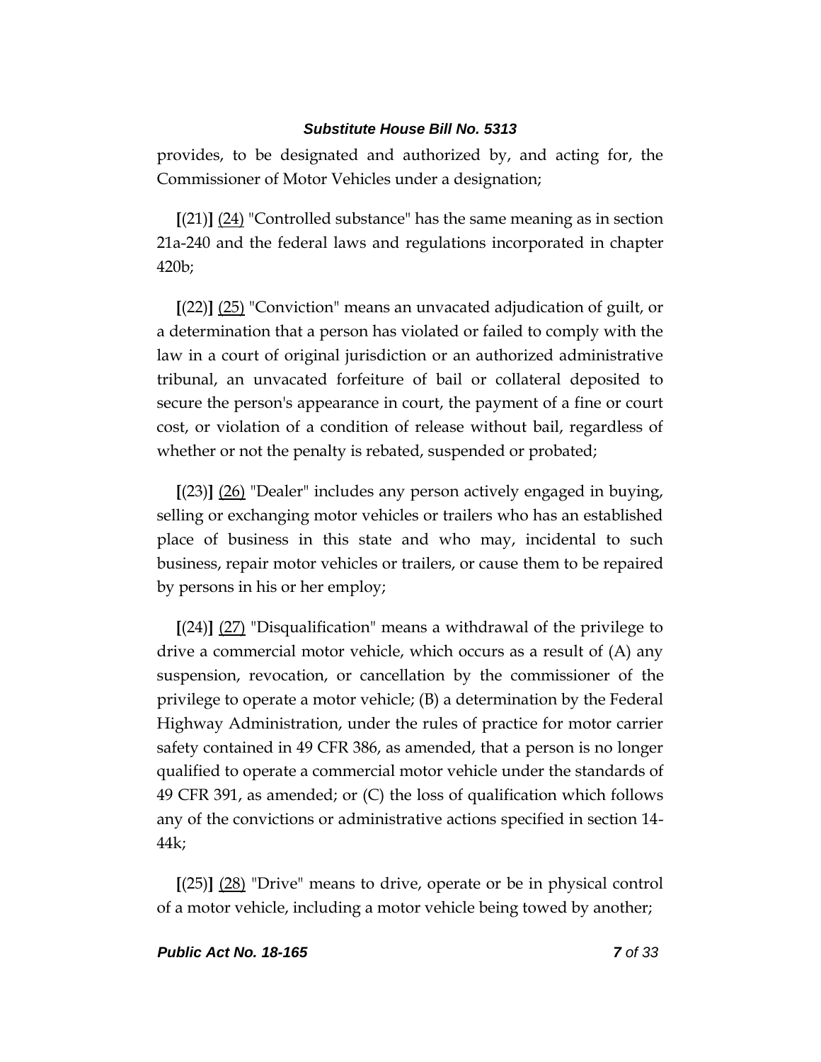provides, to be designated and authorized by, and acting for, the Commissioner of Motor Vehicles under a designation;

**[**(21)**]** <u>(24)</u> "Controlled substance" has the same meaning as in section 21a-240 and the federal laws and regulations incorporated in chapter 420b;

**[**(22)**]** <u>(25)</u> "Conviction" means an unvacated adjudication of guilt, or a determination that a person has violated or failed to comply with the law in a court of original jurisdiction or an authorized administrative tribunal, an unvacated forfeiture of bail or collateral deposited to secure the person's appearance in court, the payment of a fine or court cost, or violation of a condition of release without bail, regardless of whether or not the penalty is rebated, suspended or probated;

**[**(23)**]** <u>(26)</u> "Dealer" includes any person actively engaged in buying, selling or exchanging motor vehicles or trailers who has an established place of business in this state and who may, incidental to such business, repair motor vehicles or trailers, or cause them to be repaired by persons in his or her employ;

**[**(24)**]** <u>(27)</u> "Disqualification" means a withdrawal of the privilege to drive a commercial motor vehicle, which occurs as a result of (A) any suspension, revocation, or cancellation by the commissioner of the privilege to operate a motor vehicle; (B) a determination by the Federal Highway Administration, under the rules of practice for motor carrier safety contained in 49 CFR 386, as amended, that a person is no longer qualified to operate a commercial motor vehicle under the standards of 49 CFR 391, as amended; or (C) the loss of qualification which follows any of the convictions or administrative actions specified in section 14-44k;

**[**(25)**]** <u>(28)</u> "Drive" means to drive, operate or be in physical control of a motor vehicle, including a motor vehicle being towed by another;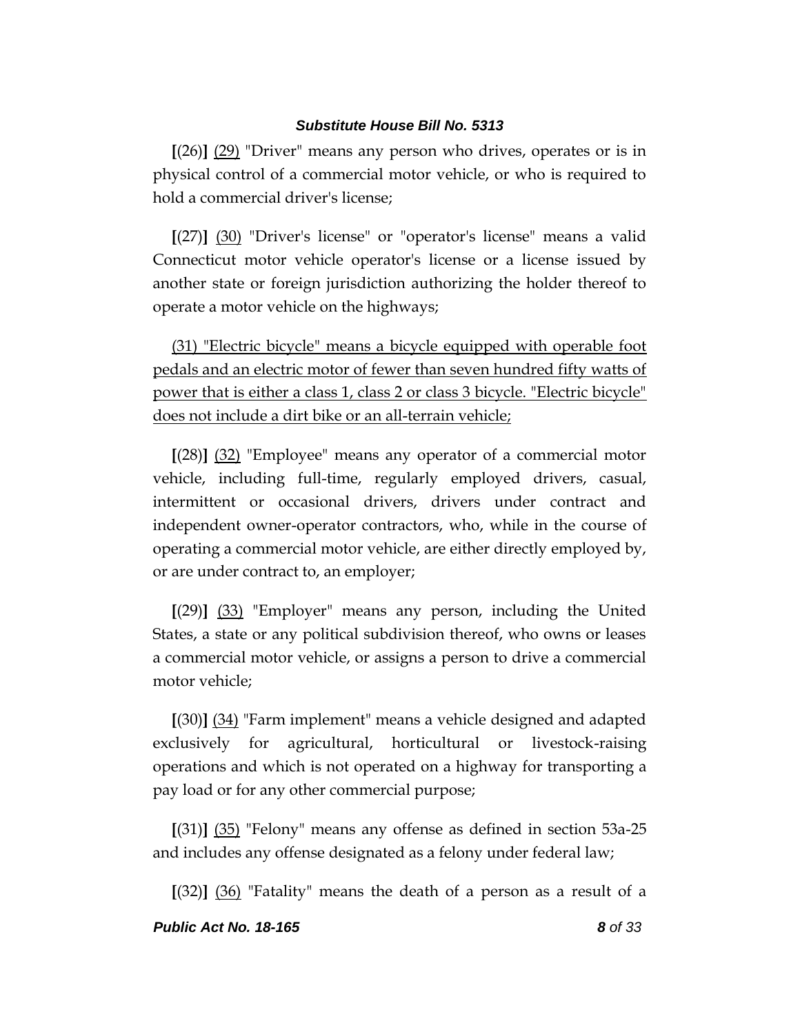[(26)] <u>(29)</u> "Driver" means any person who drives, operates or is in physical control of a commercial motor vehicle, or who is required to hold a commercial driver's license;

[(27)] <u>(30)</u> "Driver's license" or "operator's license" means a valid Connecticut motor vehicle operator's license or a license issued by another state or foreign jurisdiction authorizing the holder thereof to operate a motor vehicle on the highways;

<u>(31) "Electric bicycle" means a bicycle equipped with operable foot pedals and an electric motor of fewer than seven hundred fifty watts of power that is either a class 1, class 2 or class 3 bicycle. "Electric bicycle" does not include a dirt bike or an all-terrain vehicle;</u>

[(28)] <u>(32)</u> "Employee" means any operator of a commercial motor vehicle, including full-time, regularly employed drivers, casual, intermittent or occasional drivers, drivers under contract and independent owner-operator contractors, who, while in the course of operating a commercial motor vehicle, are either directly employed by, or are under contract to, an employer;

[(29)] <u>(33)</u> "Employer" means any person, including the United States, a state or any political subdivision thereof, who owns or leases a commercial motor vehicle, or assigns a person to drive a commercial motor vehicle;

[(30)] <u>(34)</u> "Farm implement" means a vehicle designed and adapted exclusively for agricultural, horticultural or livestock-raising operations and which is not operated on a highway for transporting a pay load or for any other commercial purpose;

[(31)] <u>(35)</u> "Felony" means any offense as defined in section 53a-25 and includes any offense designated as a felony under federal law;

[(32)] <u>(36)</u> "Fatality" means the death of a person as a result of a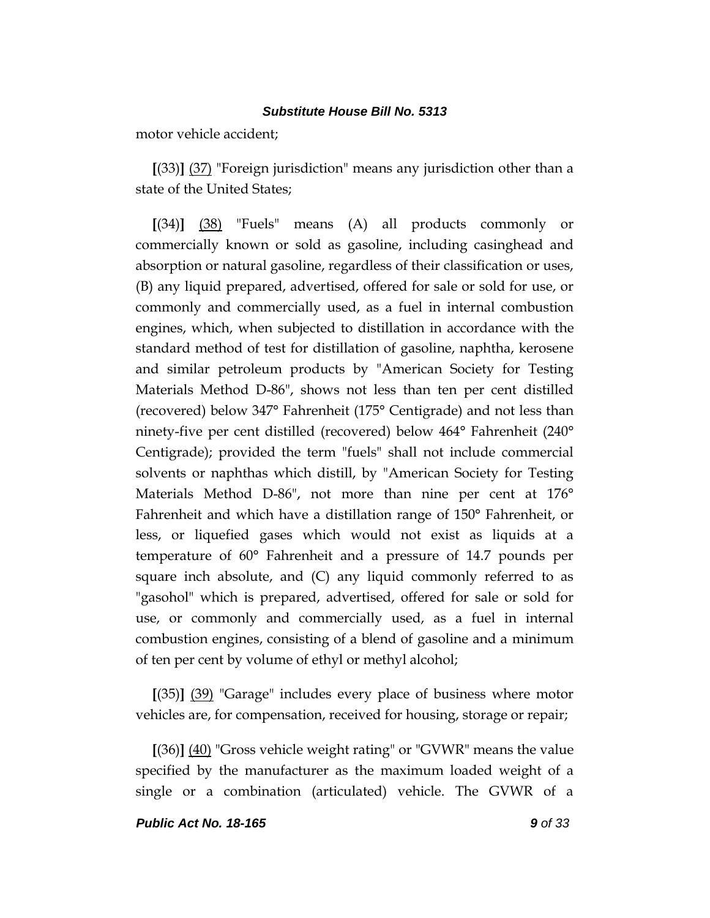motor vehicle accident;

**[**(33)**]** <u>(37)</u> "Foreign jurisdiction" means any jurisdiction other than a state of the United States;

**[**(34)**]** <u>(38)</u> "Fuels" means (A) all products commonly or commercially known or sold as gasoline, including casinghead and absorption or natural gasoline, regardless of their classification or uses, (B) any liquid prepared, advertised, offered for sale or sold for use, or commonly and commercially used, as a fuel in internal combustion engines, which, when subjected to distillation in accordance with the standard method of test for distillation of gasoline, naphtha, kerosene and similar petroleum products by "American Society for Testing Materials Method D-86", shows not less than ten per cent distilled (recovered) below 347° Fahrenheit (175° Centigrade) and not less than ninety-five per cent distilled (recovered) below 464° Fahrenheit (240° Centigrade); provided the term "fuels" shall not include commercial solvents or naphthas which distill, by "American Society for Testing Materials Method D-86", not more than nine per cent at 176° Fahrenheit and which have a distillation range of 150° Fahrenheit, or less, or liquefied gases which would not exist as liquids at a temperature of 60° Fahrenheit and a pressure of 14.7 pounds per square inch absolute, and (C) any liquid commonly referred to as "gasohol" which is prepared, advertised, offered for sale or sold for use, or commonly and commercially used, as a fuel in internal combustion engines, consisting of a blend of gasoline and a minimum of ten per cent by volume of ethyl or methyl alcohol;

**[**(35)**]** <u>(39)</u> "Garage" includes every place of business where motor vehicles are, for compensation, received for housing, storage or repair;

**[**(36)**]** <u>(40)</u> "Gross vehicle weight rating" or "GVWR" means the value specified by the manufacturer as the maximum loaded weight of a single or a combination (articulated) vehicle. The GVWR of a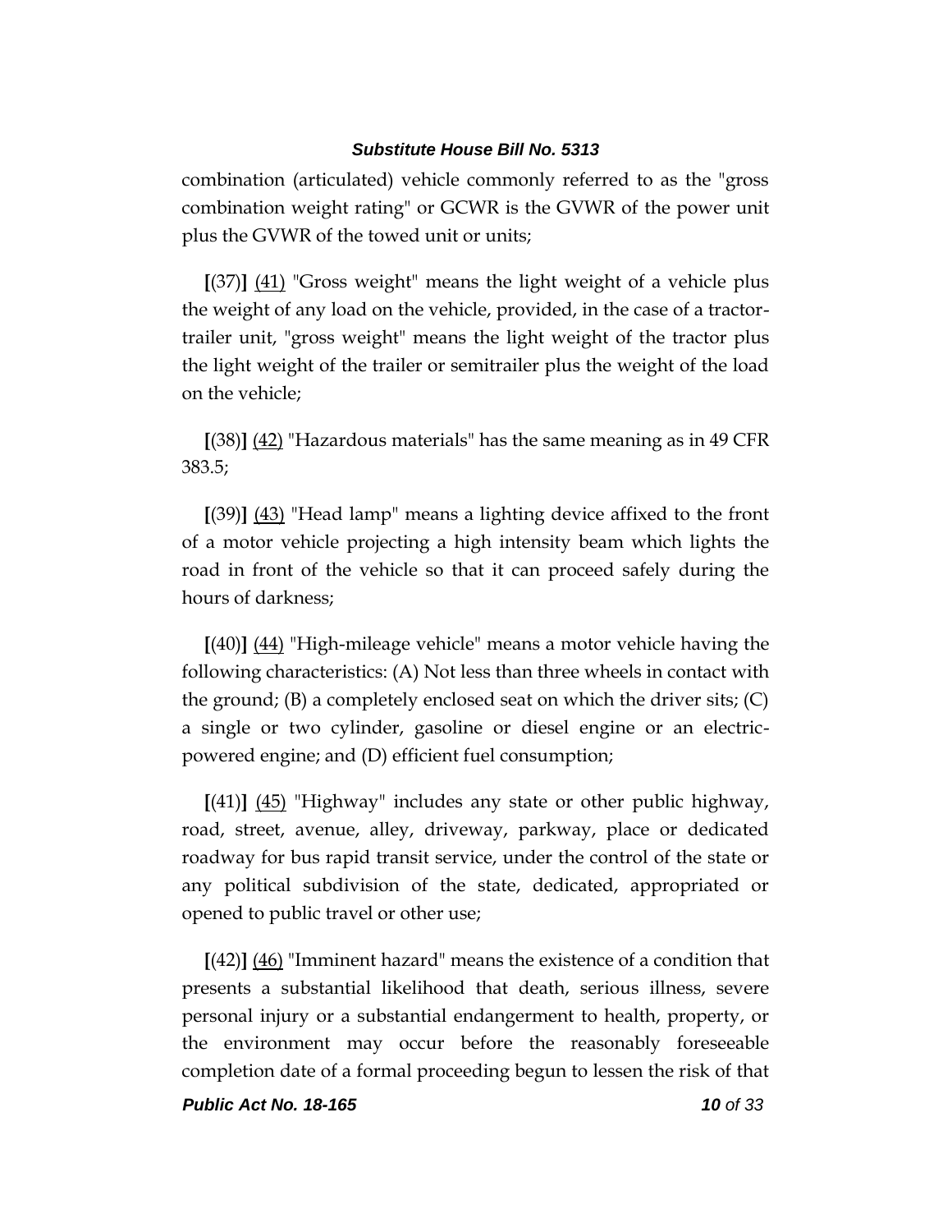combination (articulated) vehicle commonly referred to as the "gross combination weight rating" or GCWR is the GVWR of the power unit plus the GVWR of the towed unit or units;

**[**(37)**]** <u>(41)</u> "Gross weight" means the light weight of a vehicle plus the weight of any load on the vehicle, provided, in the case of a tractor-trailer unit, "gross weight" means the light weight of the tractor plus the light weight of the trailer or semitrailer plus the weight of the load on the vehicle;

**[**(38)**]** <u>(42)</u> "Hazardous materials" has the same meaning as in 49 CFR 383.5;

**[**(39)**]** <u>(43)</u> "Head lamp" means a lighting device affixed to the front of a motor vehicle projecting a high intensity beam which lights the road in front of the vehicle so that it can proceed safely during the hours of darkness;

**[**(40)**]** <u>(44)</u> "High-mileage vehicle" means a motor vehicle having the following characteristics: (A) Not less than three wheels in contact with the ground; (B) a completely enclosed seat on which the driver sits; (C) a single or two cylinder, gasoline or diesel engine or an electric-powered engine; and (D) efficient fuel consumption;

**[**(41)**]** <u>(45)</u> "Highway" includes any state or other public highway, road, street, avenue, alley, driveway, parkway, place or dedicated roadway for bus rapid transit service, under the control of the state or any political subdivision of the state, dedicated, appropriated or opened to public travel or other use;

**[**(42)**]** <u>(46)</u> "Imminent hazard" means the existence of a condition that presents a substantial likelihood that death, serious illness, severe personal injury or a substantial endangerment to health, property, or the environment may occur before the reasonably foreseeable completion date of a formal proceeding begun to lessen the risk of that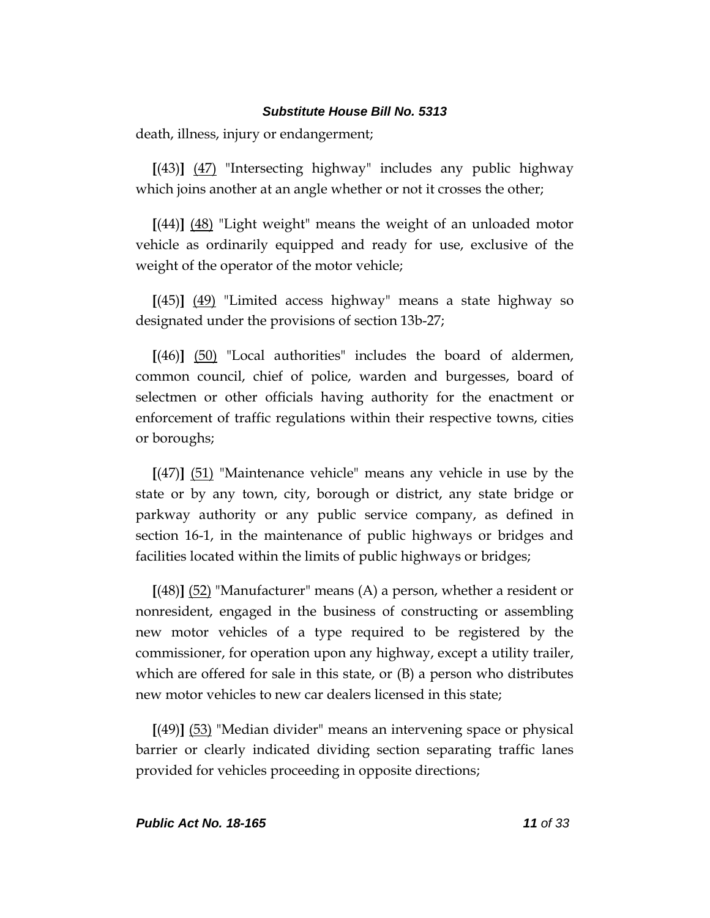death, illness, injury or endangerment;

[(43)] (47) "Intersecting highway" includes any public highway which joins another at an angle whether or not it crosses the other;

[(44)] (48) "Light weight" means the weight of an unloaded motor vehicle as ordinarily equipped and ready for use, exclusive of the weight of the operator of the motor vehicle;

[(45)] (49) "Limited access highway" means a state highway so designated under the provisions of section 13b-27;

[(46)] (50) "Local authorities" includes the board of aldermen, common council, chief of police, warden and burgesses, board of selectmen or other officials having authority for the enactment or enforcement of traffic regulations within their respective towns, cities or boroughs;

[(47)] (51) "Maintenance vehicle" means any vehicle in use by the state or by any town, city, borough or district, any state bridge or parkway authority or any public service company, as defined in section 16-1, in the maintenance of public highways or bridges and facilities located within the limits of public highways or bridges;

[(48)] (52) "Manufacturer" means (A) a person, whether a resident or nonresident, engaged in the business of constructing or assembling new motor vehicles of a type required to be registered by the commissioner, for operation upon any highway, except a utility trailer, which are offered for sale in this state, or (B) a person who distributes new motor vehicles to new car dealers licensed in this state;

[(49)] (53) "Median divider" means an intervening space or physical barrier or clearly indicated dividing section separating traffic lanes provided for vehicles proceeding in opposite directions;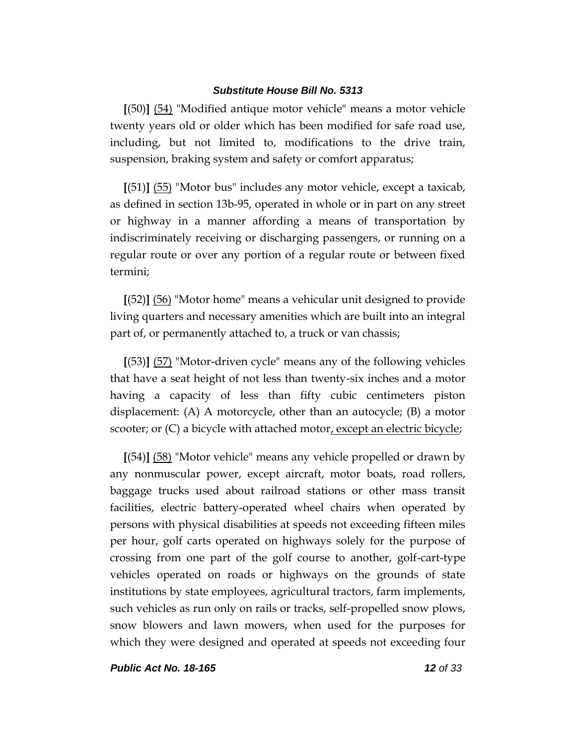**[**(50)**]** <u>(54)</u> "Modified antique motor vehicle" means a motor vehicle twenty years old or older which has been modified for safe road use, including, but not limited to, modifications to the drive train, suspension, braking system and safety or comfort apparatus;

**[**(51)**]** <u>(55)</u> "Motor bus" includes any motor vehicle, except a taxicab, as defined in section 13b-95, operated in whole or in part on any street or highway in a manner affording a means of transportation by indiscriminately receiving or discharging passengers, or running on a regular route or over any portion of a regular route or between fixed termini;

**[**(52)**]** <u>(56)</u> "Motor home" means a vehicular unit designed to provide living quarters and necessary amenities which are built into an integral part of, or permanently attached to, a truck or van chassis;

**[**(53)**]** <u>(57)</u> "Motor-driven cycle" means any of the following vehicles that have a seat height of not less than twenty-six inches and a motor having a capacity of less than fifty cubic centimeters piston displacement: (A) A motorcycle, other than an autocycle; (B) a motor scooter; or (C) a bicycle with attached motor<u>, except an electric bicycle</u>;

**[**(54)**]** <u>(58)</u> "Motor vehicle" means any vehicle propelled or drawn by any nonmuscular power, except aircraft, motor boats, road rollers, baggage trucks used about railroad stations or other mass transit facilities, electric battery-operated wheel chairs when operated by persons with physical disabilities at speeds not exceeding fifteen miles per hour, golf carts operated on highways solely for the purpose of crossing from one part of the golf course to another, golf-cart-type vehicles operated on roads or highways on the grounds of state institutions by state employees, agricultural tractors, farm implements, such vehicles as run only on rails or tracks, self-propelled snow plows, snow blowers and lawn mowers, when used for the purposes for which they were designed and operated at speeds not exceeding four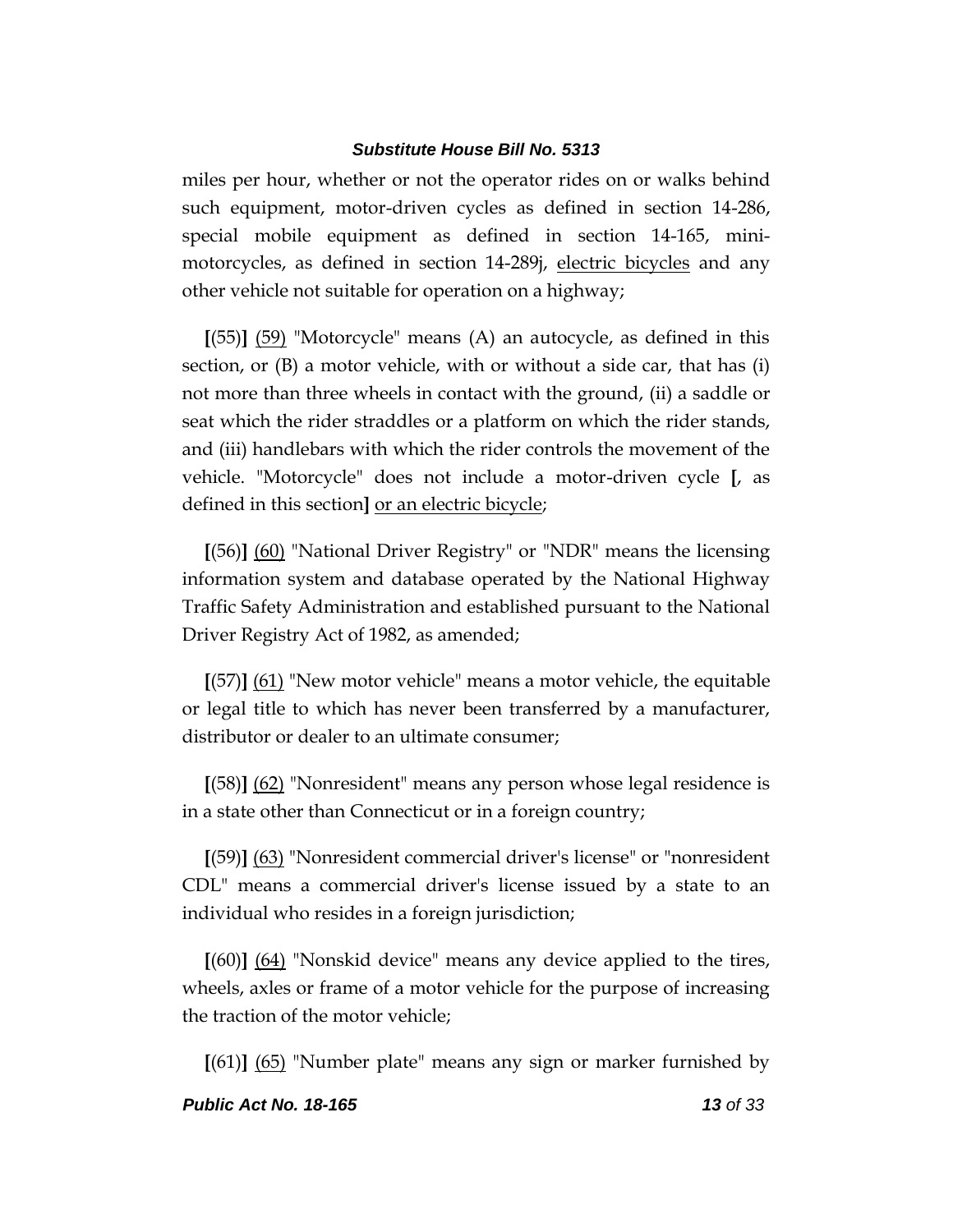miles per hour, whether or not the operator rides on or walks behind such equipment, motor-driven cycles as defined in section 14-286, special mobile equipment as defined in section 14-165, mini-motorcycles, as defined in section 14-289j, <u>electric bicycles</u> and any other vehicle not suitable for operation on a highway;

**[**(55)**]** <u>(59)</u> "Motorcycle" means (A) an autocycle, as defined in this section, or (B) a motor vehicle, with or without a side car, that has (i) not more than three wheels in contact with the ground, (ii) a saddle or seat which the rider straddles or a platform on which the rider stands, and (iii) handlebars with which the rider controls the movement of the vehicle. "Motorcycle" does not include a motor-driven cycle **[**, as defined in this section**]** <u>or an electric bicycle</u>;

**[**(56)**]** <u>(60)</u> "National Driver Registry" or "NDR" means the licensing information system and database operated by the National Highway Traffic Safety Administration and established pursuant to the National Driver Registry Act of 1982, as amended;

**[**(57)**]** <u>(61)</u> "New motor vehicle" means a motor vehicle, the equitable or legal title to which has never been transferred by a manufacturer, distributor or dealer to an ultimate consumer;

**[**(58)**]** <u>(62)</u> "Nonresident" means any person whose legal residence is in a state other than Connecticut or in a foreign country;

**[**(59)**]** <u>(63)</u> "Nonresident commercial driver's license" or "nonresident CDL" means a commercial driver's license issued by a state to an individual who resides in a foreign jurisdiction;

**[**(60)**]** <u>(64)</u> "Nonskid device" means any device applied to the tires, wheels, axles or frame of a motor vehicle for the purpose of increasing the traction of the motor vehicle;

**[**(61)**]** <u>(65)</u> "Number plate" means any sign or marker furnished by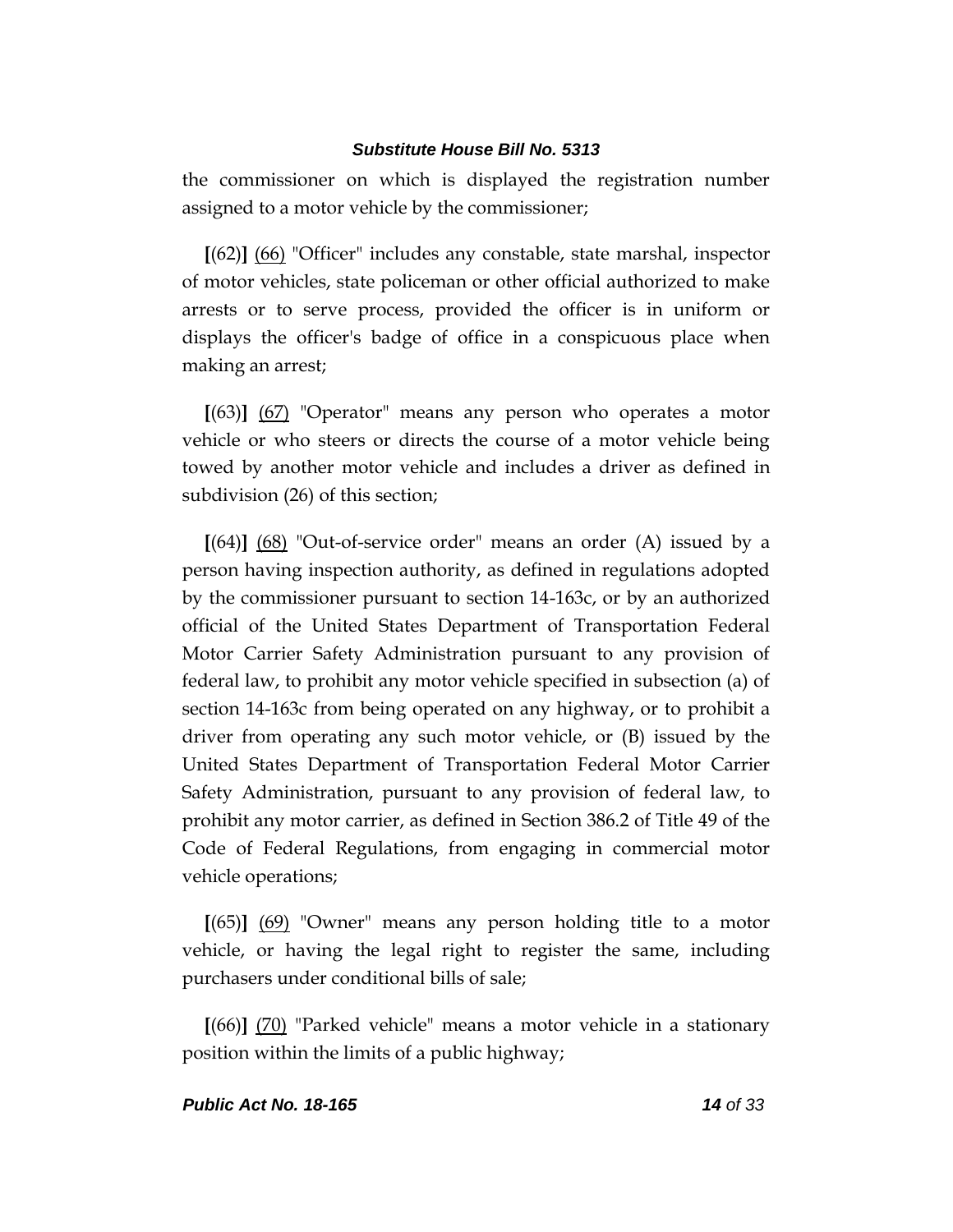the commissioner on which is displayed the registration number assigned to a motor vehicle by the commissioner;

**[**(62)**]** <u>(66)</u> "Officer" includes any constable, state marshal, inspector of motor vehicles, state policeman or other official authorized to make arrests or to serve process, provided the officer is in uniform or displays the officer's badge of office in a conspicuous place when making an arrest;

**[**(63)**]** <u>(67)</u> "Operator" means any person who operates a motor vehicle or who steers or directs the course of a motor vehicle being towed by another motor vehicle and includes a driver as defined in subdivision (26) of this section;

**[**(64)**]** <u>(68)</u> "Out-of-service order" means an order (A) issued by a person having inspection authority, as defined in regulations adopted by the commissioner pursuant to section 14-163c, or by an authorized official of the United States Department of Transportation Federal Motor Carrier Safety Administration pursuant to any provision of federal law, to prohibit any motor vehicle specified in subsection (a) of section 14-163c from being operated on any highway, or to prohibit a driver from operating any such motor vehicle, or (B) issued by the United States Department of Transportation Federal Motor Carrier Safety Administration, pursuant to any provision of federal law, to prohibit any motor carrier, as defined in Section 386.2 of Title 49 of the Code of Federal Regulations, from engaging in commercial motor vehicle operations;

**[**(65)**]** <u>(69)</u> "Owner" means any person holding title to a motor vehicle, or having the legal right to register the same, including purchasers under conditional bills of sale;

**[**(66)**]** <u>(70)</u> "Parked vehicle" means a motor vehicle in a stationary position within the limits of a public highway;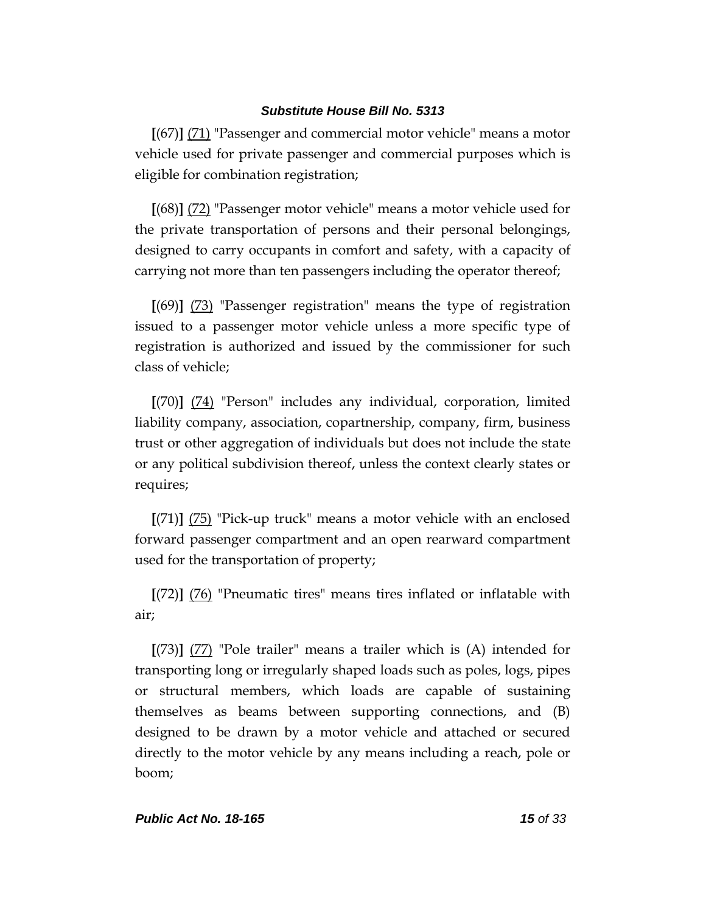**[**(67)**]** <u>(71)</u> "Passenger and commercial motor vehicle" means a motor vehicle used for private passenger and commercial purposes which is eligible for combination registration;

**[**(68)**]** <u>(72)</u> "Passenger motor vehicle" means a motor vehicle used for the private transportation of persons and their personal belongings, designed to carry occupants in comfort and safety, with a capacity of carrying not more than ten passengers including the operator thereof;

**[**(69)**]** <u>(73)</u> "Passenger registration" means the type of registration issued to a passenger motor vehicle unless a more specific type of registration is authorized and issued by the commissioner for such class of vehicle;

**[**(70)**]** <u>(74)</u> "Person" includes any individual, corporation, limited liability company, association, copartnership, company, firm, business trust or other aggregation of individuals but does not include the state or any political subdivision thereof, unless the context clearly states or requires;

**[**(71)**]** <u>(75)</u> "Pick-up truck" means a motor vehicle with an enclosed forward passenger compartment and an open rearward compartment used for the transportation of property;

**[**(72)**]** <u>(76)</u> "Pneumatic tires" means tires inflated or inflatable with air;

**[**(73)**]** <u>(77)</u> "Pole trailer" means a trailer which is (A) intended for transporting long or irregularly shaped loads such as poles, logs, pipes or structural members, which loads are capable of sustaining themselves as beams between supporting connections, and (B) designed to be drawn by a motor vehicle and attached or secured directly to the motor vehicle by any means including a reach, pole or boom;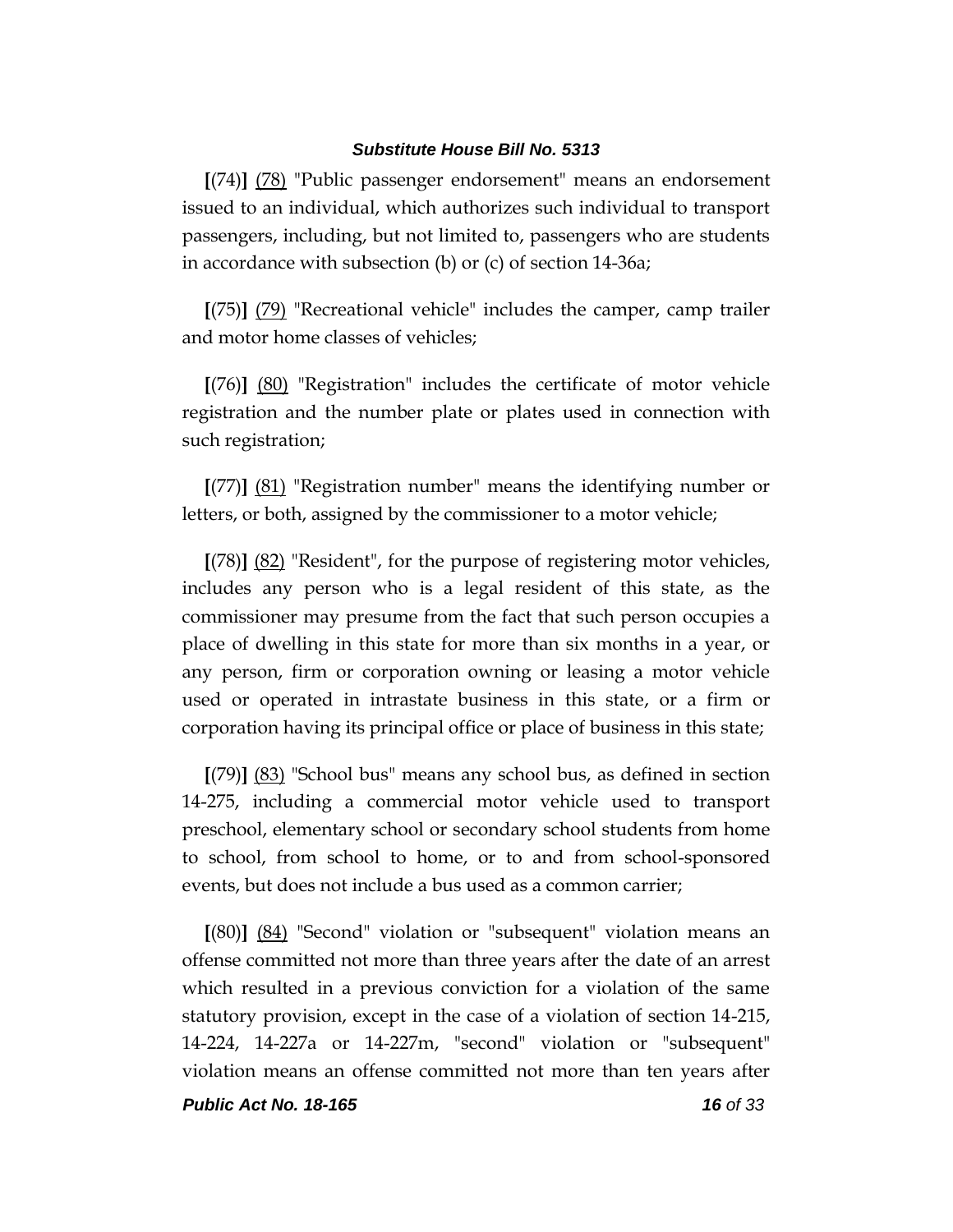**[**(74)**]** (78) "Public passenger endorsement" means an endorsement issued to an individual, which authorizes such individual to transport passengers, including, but not limited to, passengers who are students in accordance with subsection (b) or (c) of section 14-36a;

**[**(75)**]** (79) "Recreational vehicle" includes the camper, camp trailer and motor home classes of vehicles;

**[**(76)**]** (80) "Registration" includes the certificate of motor vehicle registration and the number plate or plates used in connection with such registration;

**[**(77)**]** (81) "Registration number" means the identifying number or letters, or both, assigned by the commissioner to a motor vehicle;

**[**(78)**]** (82) "Resident", for the purpose of registering motor vehicles, includes any person who is a legal resident of this state, as the commissioner may presume from the fact that such person occupies a place of dwelling in this state for more than six months in a year, or any person, firm or corporation owning or leasing a motor vehicle used or operated in intrastate business in this state, or a firm or corporation having its principal office or place of business in this state;

**[**(79)**]** (83) "School bus" means any school bus, as defined in section 14-275, including a commercial motor vehicle used to transport preschool, elementary school or secondary school students from home to school, from school to home, or to and from school-sponsored events, but does not include a bus used as a common carrier;

**[**(80)**]** (84) "Second" violation or "subsequent" violation means an offense committed not more than three years after the date of an arrest which resulted in a previous conviction for a violation of the same statutory provision, except in the case of a violation of section 14-215, 14-224, 14-227a or 14-227m, "second" violation or "subsequent" violation means an offense committed not more than ten years after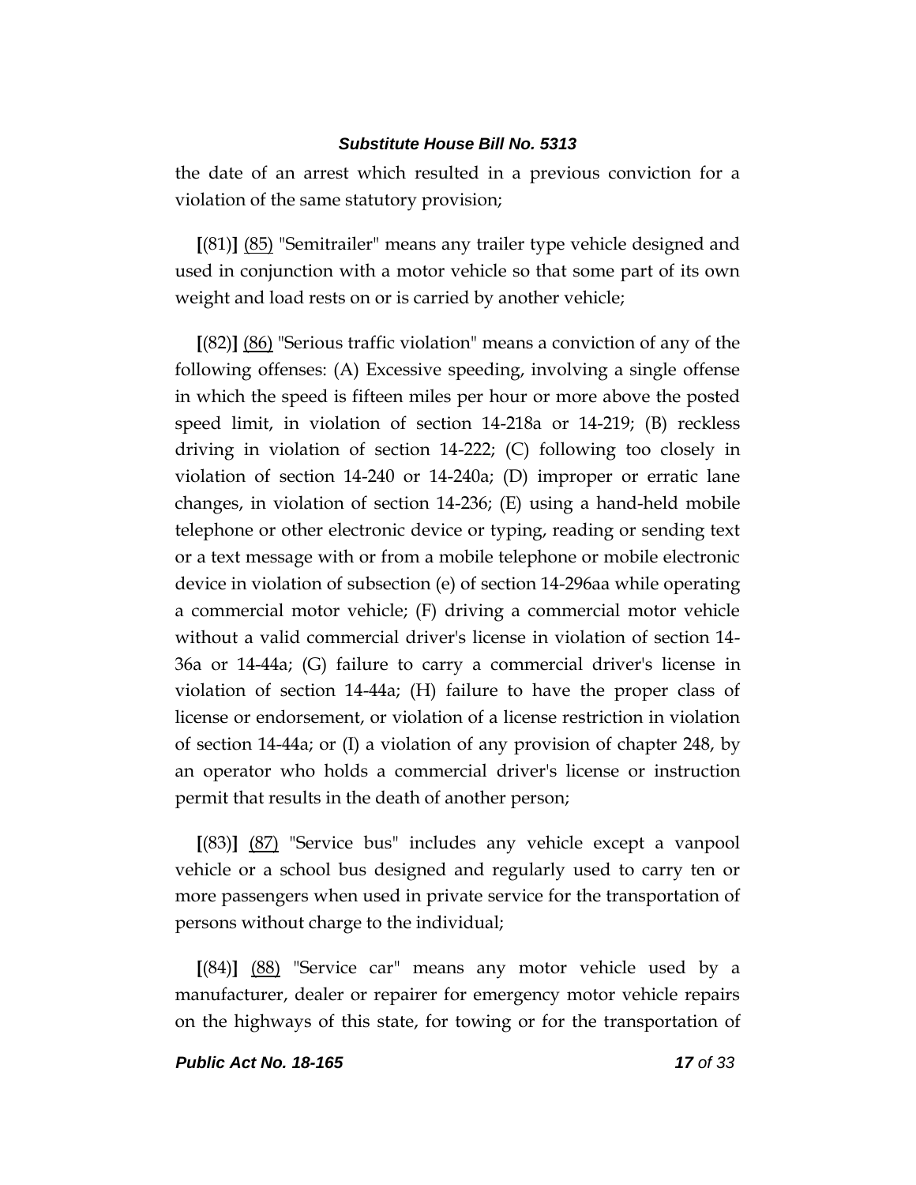the date of an arrest which resulted in a previous conviction for a violation of the same statutory provision;

**[**(81)**]** (85) "Semitrailer" means any trailer type vehicle designed and used in conjunction with a motor vehicle so that some part of its own weight and load rests on or is carried by another vehicle;

**[**(82)**]** (86) "Serious traffic violation" means a conviction of any of the following offenses: (A) Excessive speeding, involving a single offense in which the speed is fifteen miles per hour or more above the posted speed limit, in violation of section 14-218a or 14-219; (B) reckless driving in violation of section 14-222; (C) following too closely in violation of section 14-240 or 14-240a; (D) improper or erratic lane changes, in violation of section 14-236; (E) using a hand-held mobile telephone or other electronic device or typing, reading or sending text or a text message with or from a mobile telephone or mobile electronic device in violation of subsection (e) of section 14-296aa while operating a commercial motor vehicle; (F) driving a commercial motor vehicle without a valid commercial driver's license in violation of section 14-36a or 14-44a; (G) failure to carry a commercial driver's license in violation of section 14-44a; (H) failure to have the proper class of license or endorsement, or violation of a license restriction in violation of section 14-44a; or (I) a violation of any provision of chapter 248, by an operator who holds a commercial driver's license or instruction permit that results in the death of another person;

**[**(83)**]** (87) "Service bus" includes any vehicle except a vanpool vehicle or a school bus designed and regularly used to carry ten or more passengers when used in private service for the transportation of persons without charge to the individual;

**[**(84)**]** (88) "Service car" means any motor vehicle used by a manufacturer, dealer or repairer for emergency motor vehicle repairs on the highways of this state, for towing or for the transportation of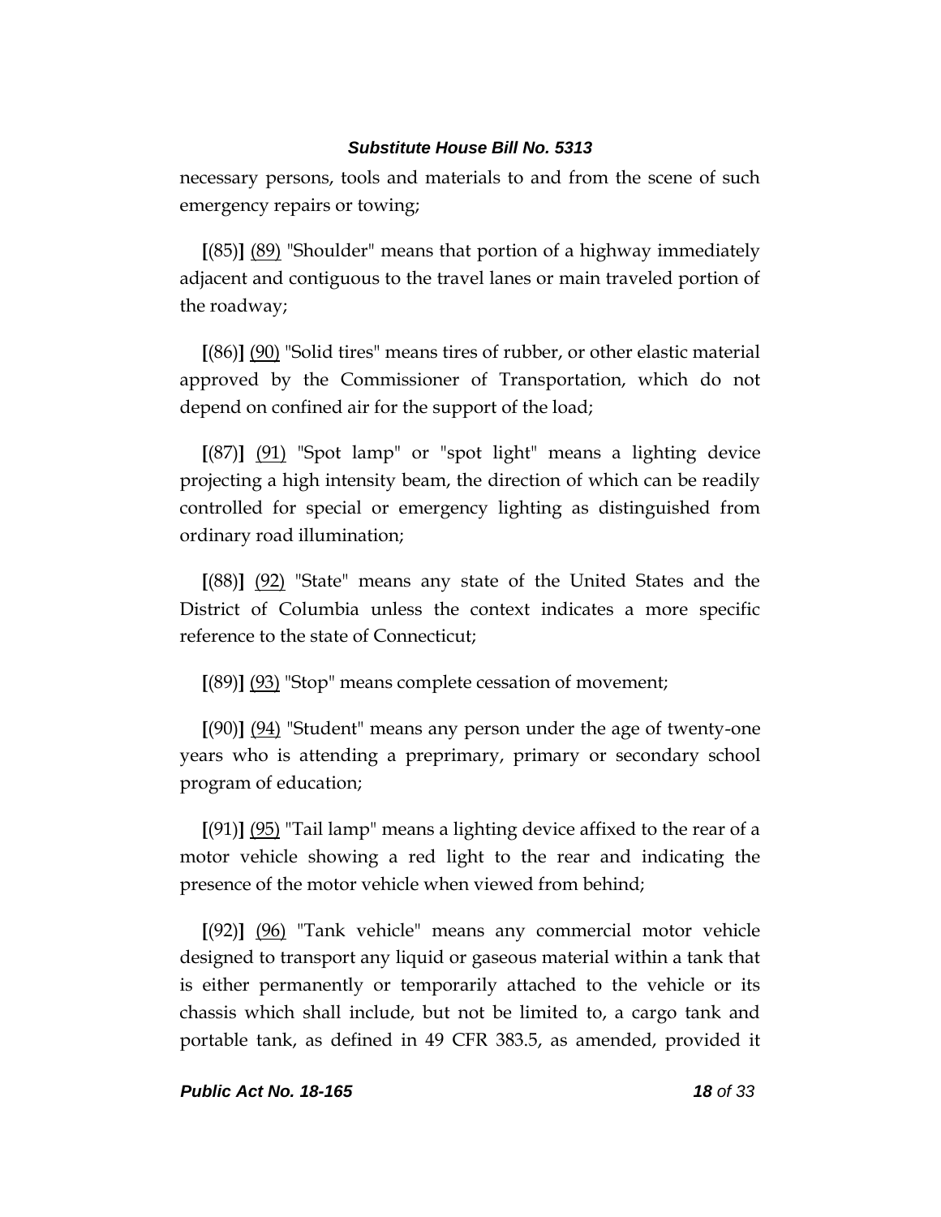necessary persons, tools and materials to and from the scene of such emergency repairs or towing;

**[**(85)**]** <u>(89)</u> "Shoulder" means that portion of a highway immediately adjacent and contiguous to the travel lanes or main traveled portion of the roadway;

**[**(86)**]** <u>(90)</u> "Solid tires" means tires of rubber, or other elastic material approved by the Commissioner of Transportation, which do not depend on confined air for the support of the load;

**[**(87)**]** <u>(91)</u> "Spot lamp" or "spot light" means a lighting device projecting a high intensity beam, the direction of which can be readily controlled for special or emergency lighting as distinguished from ordinary road illumination;

**[**(88)**]** <u>(92)</u> "State" means any state of the United States and the District of Columbia unless the context indicates a more specific reference to the state of Connecticut;

**[**(89)**]** <u>(93)</u> "Stop" means complete cessation of movement;

**[**(90)**]** <u>(94)</u> "Student" means any person under the age of twenty-one years who is attending a preprimary, primary or secondary school program of education;

**[**(91)**]** <u>(95)</u> "Tail lamp" means a lighting device affixed to the rear of a motor vehicle showing a red light to the rear and indicating the presence of the motor vehicle when viewed from behind;

**[**(92)**]** <u>(96)</u> "Tank vehicle" means any commercial motor vehicle designed to transport any liquid or gaseous material within a tank that is either permanently or temporarily attached to the vehicle or its chassis which shall include, but not be limited to, a cargo tank and portable tank, as defined in 49 CFR 383.5, as amended, provided it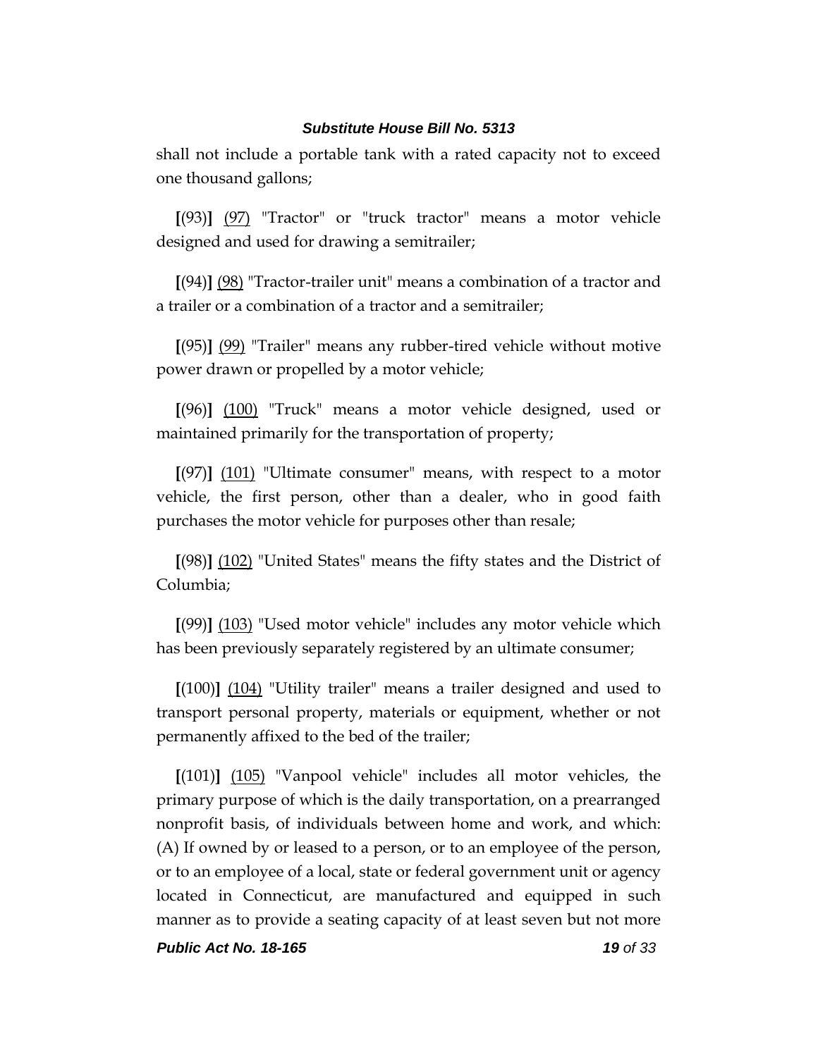shall not include a portable tank with a rated capacity not to exceed one thousand gallons;

**[**(93)**]** <u>(97)</u> "Tractor" or "truck tractor" means a motor vehicle designed and used for drawing a semitrailer;

**[**(94)**]** <u>(98)</u> "Tractor-trailer unit" means a combination of a tractor and a trailer or a combination of a tractor and a semitrailer;

**[**(95)**]** <u>(99)</u> "Trailer" means any rubber-tired vehicle without motive power drawn or propelled by a motor vehicle;

**[**(96)**]** <u>(100)</u> "Truck" means a motor vehicle designed, used or maintained primarily for the transportation of property;

**[**(97)**]** <u>(101)</u> "Ultimate consumer" means, with respect to a motor vehicle, the first person, other than a dealer, who in good faith purchases the motor vehicle for purposes other than resale;

**[**(98)**]** <u>(102)</u> "United States" means the fifty states and the District of Columbia;

**[**(99)**]** <u>(103)</u> "Used motor vehicle" includes any motor vehicle which has been previously separately registered by an ultimate consumer;

**[**(100)**]** <u>(104)</u> "Utility trailer" means a trailer designed and used to transport personal property, materials or equipment, whether or not permanently affixed to the bed of the trailer;

**[**(101)**]** <u>(105)</u> "Vanpool vehicle" includes all motor vehicles, the primary purpose of which is the daily transportation, on a prearranged nonprofit basis, of individuals between home and work, and which: (A) If owned by or leased to a person, or to an employee of the person, or to an employee of a local, state or federal government unit or agency located in Connecticut, are manufactured and equipped in such manner as to provide a seating capacity of at least seven but not more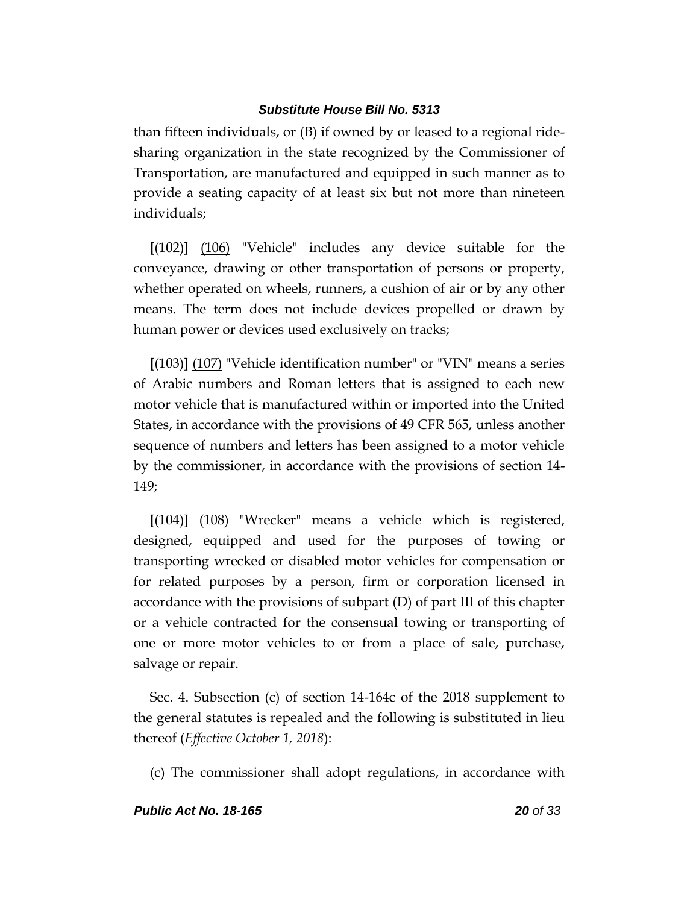than fifteen individuals, or (B) if owned by or leased to a regional ride-sharing organization in the state recognized by the Commissioner of Transportation, are manufactured and equipped in such manner as to provide a seating capacity of at least six but not more than nineteen individuals;

**[**(102)**]** <u>(106)</u> "Vehicle" includes any device suitable for the conveyance, drawing or other transportation of persons or property, whether operated on wheels, runners, a cushion of air or by any other means. The term does not include devices propelled or drawn by human power or devices used exclusively on tracks;

**[**(103)**]** <u>(107)</u> "Vehicle identification number" or "VIN" means a series of Arabic numbers and Roman letters that is assigned to each new motor vehicle that is manufactured within or imported into the United States, in accordance with the provisions of 49 CFR 565, unless another sequence of numbers and letters has been assigned to a motor vehicle by the commissioner, in accordance with the provisions of section 14-149;

**[**(104)**]** <u>(108)</u> "Wrecker" means a vehicle which is registered, designed, equipped and used for the purposes of towing or transporting wrecked or disabled motor vehicles for compensation or for related purposes by a person, firm or corporation licensed in accordance with the provisions of subpart (D) of part III of this chapter or a vehicle contracted for the consensual towing or transporting of one or more motor vehicles to or from a place of sale, purchase, salvage or repair.

Sec. 4. Subsection (c) of section 14-164c of the 2018 supplement to the general statutes is repealed and the following is substituted in lieu thereof (*Effective October 1, 2018*):

(c) The commissioner shall adopt regulations, in accordance with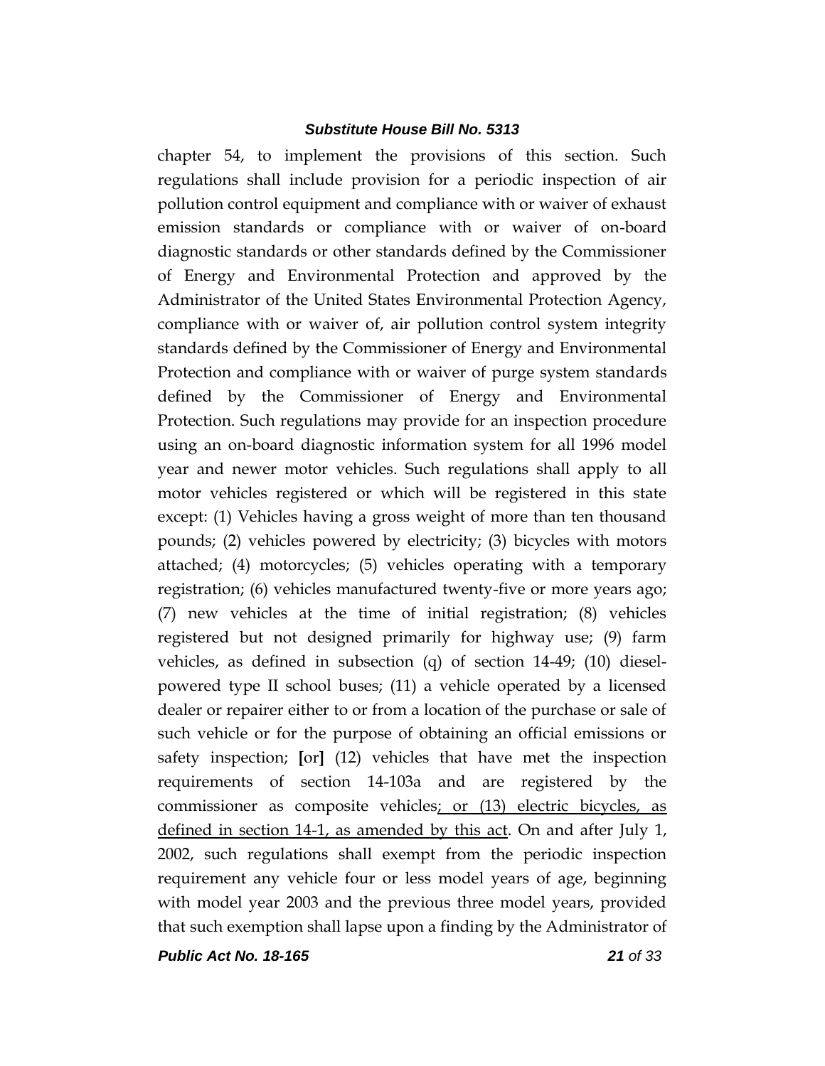chapter 54, to implement the provisions of this section. Such regulations shall include provision for a periodic inspection of air pollution control equipment and compliance with or waiver of exhaust emission standards or compliance with or waiver of on-board diagnostic standards or other standards defined by the Commissioner of Energy and Environmental Protection and approved by the Administrator of the United States Environmental Protection Agency, compliance with or waiver of, air pollution control system integrity standards defined by the Commissioner of Energy and Environmental Protection and compliance with or waiver of purge system standards defined by the Commissioner of Energy and Environmental Protection. Such regulations may provide for an inspection procedure using an on-board diagnostic information system for all 1996 model year and newer motor vehicles. Such regulations shall apply to all motor vehicles registered or which will be registered in this state except: (1) Vehicles having a gross weight of more than ten thousand pounds; (2) vehicles powered by electricity; (3) bicycles with motors attached; (4) motorcycles; (5) vehicles operating with a temporary registration; (6) vehicles manufactured twenty-five or more years ago; (7) new vehicles at the time of initial registration; (8) vehicles registered but not designed primarily for highway use; (9) farm vehicles, as defined in subsection (q) of section 14-49; (10) diesel-powered type II school buses; (11) a vehicle operated by a licensed dealer or repairer either to or from a location of the purchase or sale of such vehicle or for the purpose of obtaining an official emissions or safety inspection; **[**or**]** (12) vehicles that have met the inspection requirements of section 14-103a and are registered by the commissioner as composite vehicles<u>; or (13) electric bicycles, as defined in section 14-1, as amended by this act</u>. On and after July 1, 2002, such regulations shall exempt from the periodic inspection requirement any vehicle four or less model years of age, beginning with model year 2003 and the previous three model years, provided that such exemption shall lapse upon a finding by the Administrator of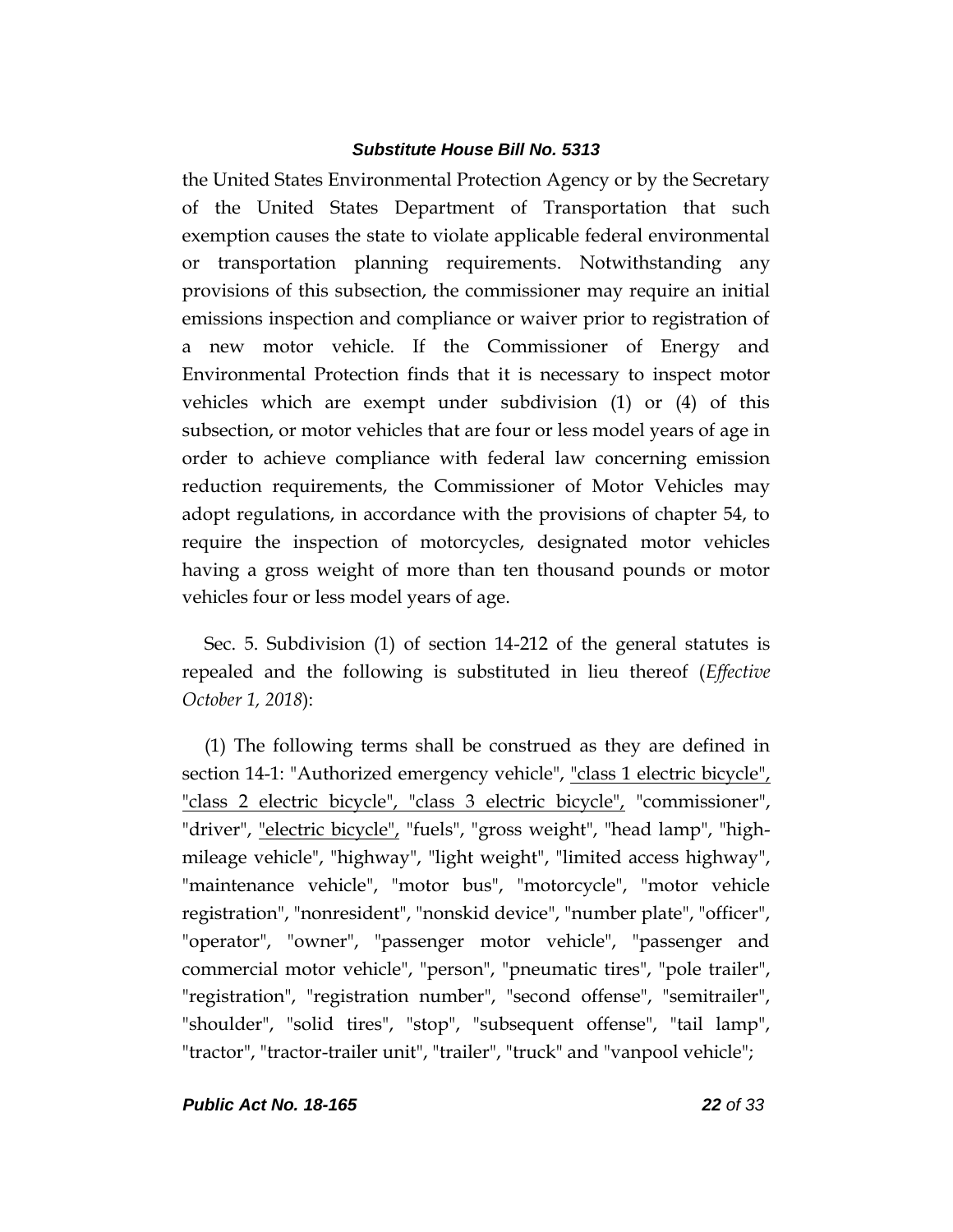the United States Environmental Protection Agency or by the Secretary of the United States Department of Transportation that such exemption causes the state to violate applicable federal environmental or transportation planning requirements. Notwithstanding any provisions of this subsection, the commissioner may require an initial emissions inspection and compliance or waiver prior to registration of a new motor vehicle. If the Commissioner of Energy and Environmental Protection finds that it is necessary to inspect motor vehicles which are exempt under subdivision (1) or (4) of this subsection, or motor vehicles that are four or less model years of age in order to achieve compliance with federal law concerning emission reduction requirements, the Commissioner of Motor Vehicles may adopt regulations, in accordance with the provisions of chapter 54, to require the inspection of motorcycles, designated motor vehicles having a gross weight of more than ten thousand pounds or motor vehicles four or less model years of age.

Sec. 5. Subdivision (1) of section 14-212 of the general statutes is repealed and the following is substituted in lieu thereof (*Effective October 1, 2018*):

(1) The following terms shall be construed as they are defined in section 14-1: "Authorized emergency vehicle", <u>"class 1 electric bicycle", "class 2 electric bicycle", "class 3 electric bicycle",</u> "commissioner", "driver", <u>"electric bicycle",</u> "fuels", "gross weight", "head lamp", "high-mileage vehicle", "highway", "light weight", "limited access highway", "maintenance vehicle", "motor bus", "motorcycle", "motor vehicle registration", "nonresident", "nonskid device", "number plate", "officer", "operator", "owner", "passenger motor vehicle", "passenger and commercial motor vehicle", "person", "pneumatic tires", "pole trailer", "registration", "registration number", "second offense", "semitrailer", "shoulder", "solid tires", "stop", "subsequent offense", "tail lamp", "tractor", "tractor-trailer unit", "trailer", "truck" and "vanpool vehicle";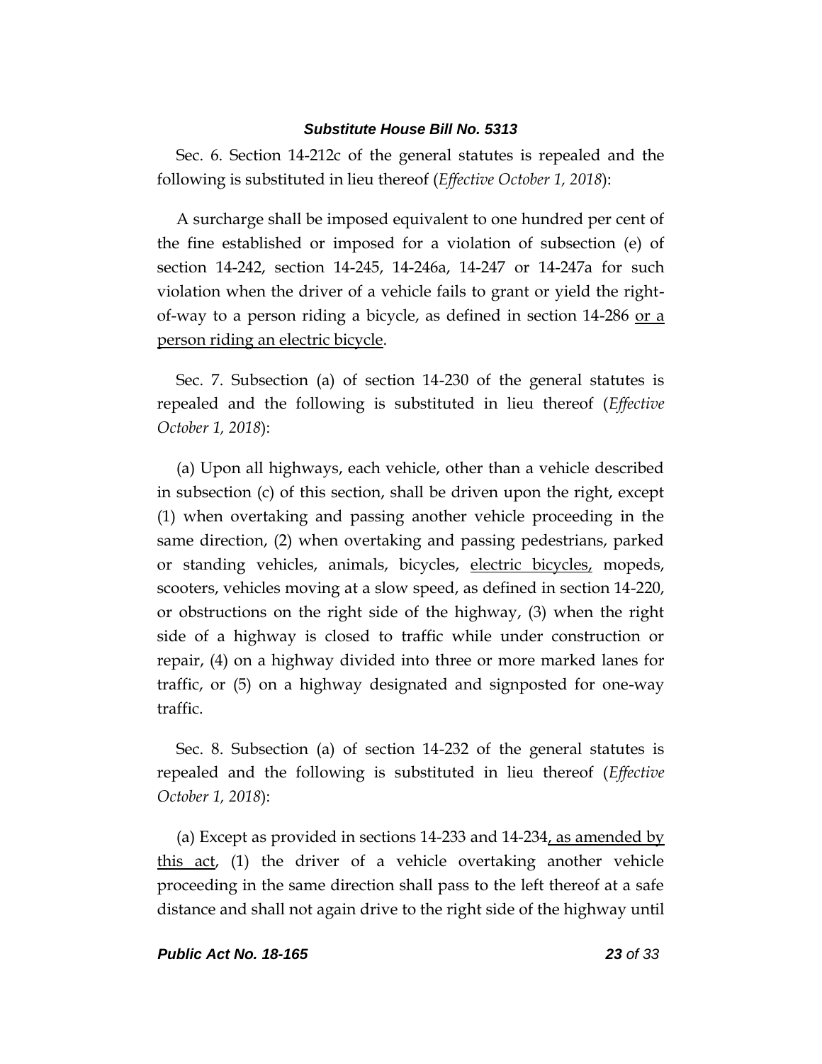Sec. 6. Section 14-212c of the general statutes is repealed and the following is substituted in lieu thereof (*Effective October 1, 2018*):

A surcharge shall be imposed equivalent to one hundred per cent of the fine established or imposed for a violation of subsection (e) of section 14-242, section 14-245, 14-246a, 14-247 or 14-247a for such violation when the driver of a vehicle fails to grant or yield the right-of-way to a person riding a bicycle, as defined in section 14-286 <u>or a person riding an electric bicycle</u>.

Sec. 7. Subsection (a) of section 14-230 of the general statutes is repealed and the following is substituted in lieu thereof (*Effective October 1, 2018*):

(a) Upon all highways, each vehicle, other than a vehicle described in subsection (c) of this section, shall be driven upon the right, except (1) when overtaking and passing another vehicle proceeding in the same direction, (2) when overtaking and passing pedestrians, parked or standing vehicles, animals, bicycles, <u>electric bicycles,</u> mopeds, scooters, vehicles moving at a slow speed, as defined in section 14-220, or obstructions on the right side of the highway, (3) when the right side of a highway is closed to traffic while under construction or repair, (4) on a highway divided into three or more marked lanes for traffic, or (5) on a highway designated and signposted for one-way traffic.

Sec. 8. Subsection (a) of section 14-232 of the general statutes is repealed and the following is substituted in lieu thereof (*Effective October 1, 2018*):

(a) Except as provided in sections 14-233 and 14-234<u>, as amended by this act</u>, (1) the driver of a vehicle overtaking another vehicle proceeding in the same direction shall pass to the left thereof at a safe distance and shall not again drive to the right side of the highway until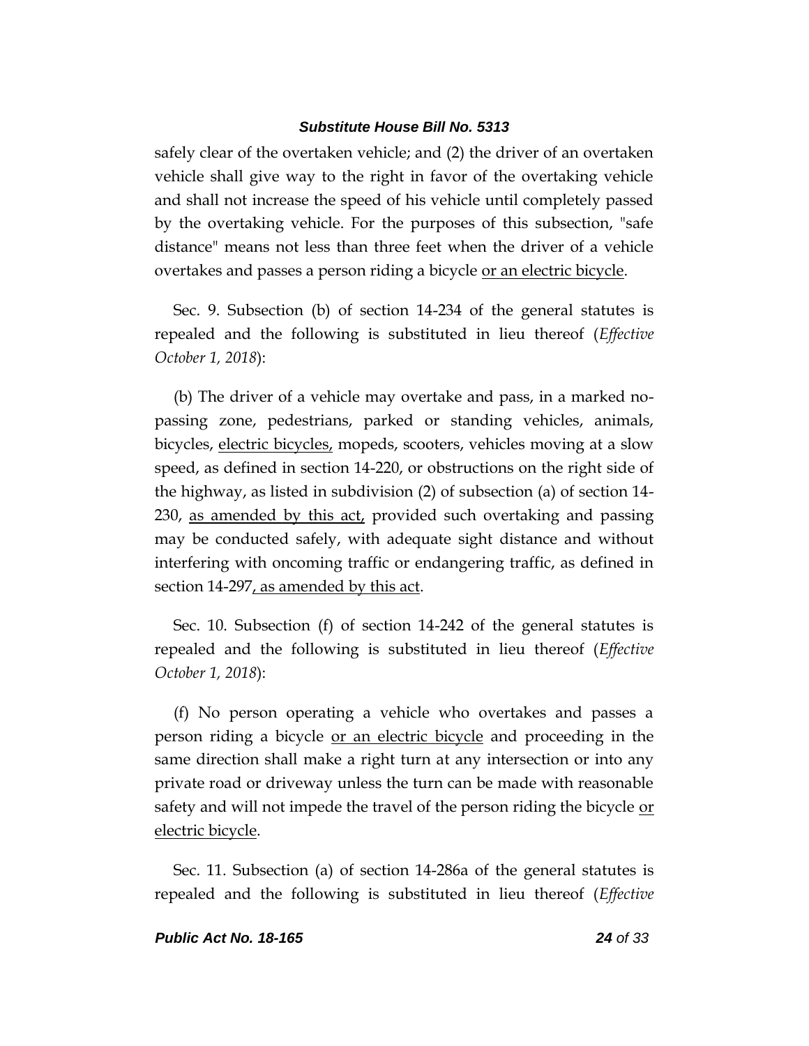safely clear of the overtaken vehicle; and (2) the driver of an overtaken vehicle shall give way to the right in favor of the overtaking vehicle and shall not increase the speed of his vehicle until completely passed by the overtaking vehicle. For the purposes of this subsection, "safe distance" means not less than three feet when the driver of a vehicle overtakes and passes a person riding a bicycle <u>or an electric bicycle</u>.

Sec. 9. Subsection (b) of section 14-234 of the general statutes is repealed and the following is substituted in lieu thereof (*Effective October 1, 2018*):

(b) The driver of a vehicle may overtake and pass, in a marked no-passing zone, pedestrians, parked or standing vehicles, animals, bicycles, <u>electric bicycles,</u> mopeds, scooters, vehicles moving at a slow speed, as defined in section 14-220, or obstructions on the right side of the highway, as listed in subdivision (2) of subsection (a) of section 14-230, <u>as amended by this act,</u> provided such overtaking and passing may be conducted safely, with adequate sight distance and without interfering with oncoming traffic or endangering traffic, as defined in section 14-297<u>, as amended by this act</u>.

Sec. 10. Subsection (f) of section 14-242 of the general statutes is repealed and the following is substituted in lieu thereof (*Effective October 1, 2018*):

(f) No person operating a vehicle who overtakes and passes a person riding a bicycle <u>or an electric bicycle</u> and proceeding in the same direction shall make a right turn at any intersection or into any private road or driveway unless the turn can be made with reasonable safety and will not impede the travel of the person riding the bicycle <u>or electric bicycle</u>.

Sec. 11. Subsection (a) of section 14-286a of the general statutes is repealed and the following is substituted in lieu thereof (*Effective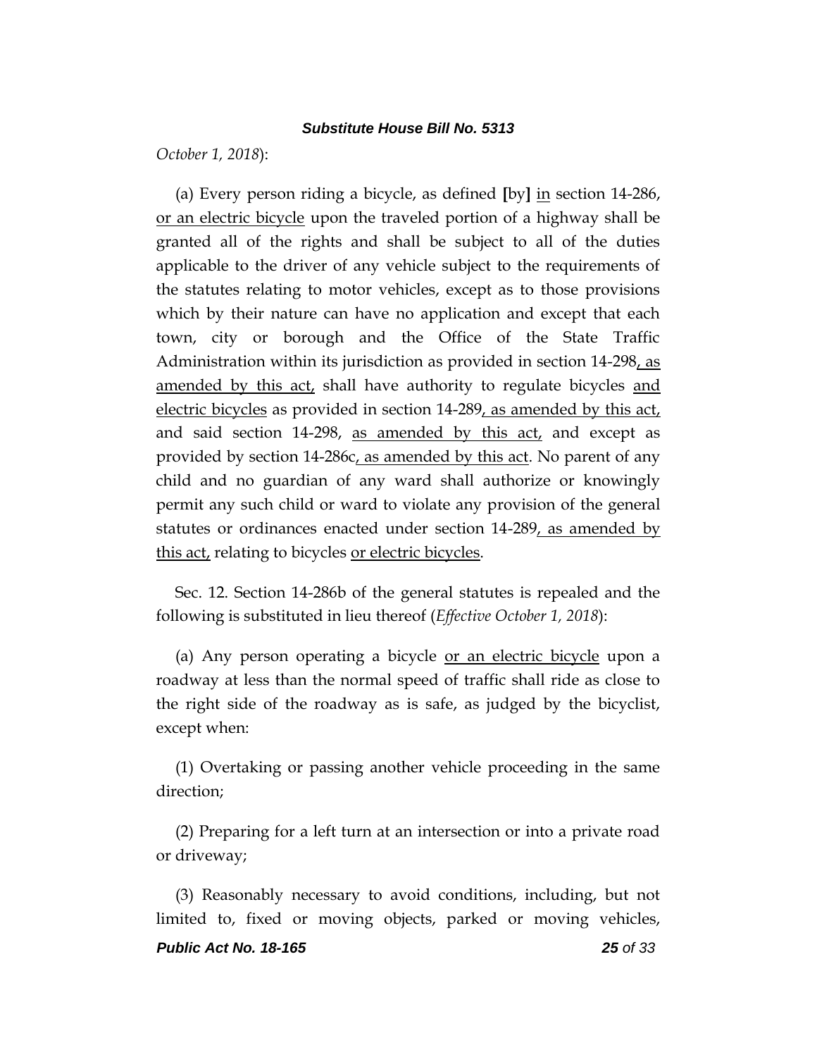October 1, 2018):

(a) Every person riding a bicycle, as defined [by] in section 14-286, or an electric bicycle upon the traveled portion of a highway shall be granted all of the rights and shall be subject to all of the duties applicable to the driver of any vehicle subject to the requirements of the statutes relating to motor vehicles, except as to those provisions which by their nature can have no application and except that each town, city or borough and the Office of the State Traffic Administration within its jurisdiction as provided in section 14-298, as amended by this act, shall have authority to regulate bicycles and electric bicycles as provided in section 14-289, as amended by this act, and said section 14-298, as amended by this act, and except as provided by section 14-286c, as amended by this act. No parent of any child and no guardian of any ward shall authorize or knowingly permit any such child or ward to violate any provision of the general statutes or ordinances enacted under section 14-289, as amended by this act, relating to bicycles or electric bicycles.

Sec. 12. Section 14-286b of the general statutes is repealed and the following is substituted in lieu thereof (*Effective October 1, 2018*):

(a) Any person operating a bicycle or an electric bicycle upon a roadway at less than the normal speed of traffic shall ride as close to the right side of the roadway as is safe, as judged by the bicyclist, except when:

(1) Overtaking or passing another vehicle proceeding in the same direction;

(2) Preparing for a left turn at an intersection or into a private road or driveway;

(3) Reasonably necessary to avoid conditions, including, but not limited to, fixed or moving objects, parked or moving vehicles,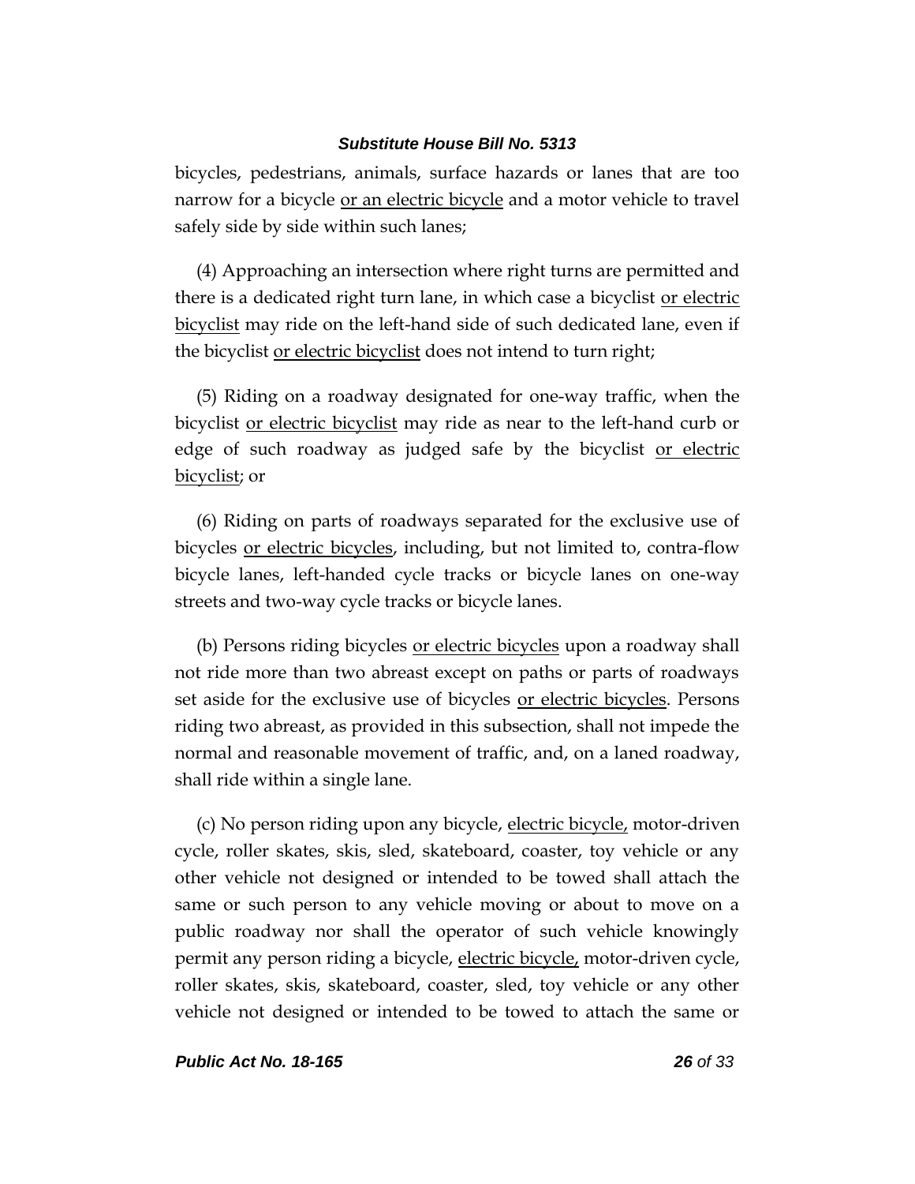bicycles, pedestrians, animals, surface hazards or lanes that are too narrow for a bicycle <u>or an electric bicycle</u> and a motor vehicle to travel safely side by side within such lanes;

(4) Approaching an intersection where right turns are permitted and there is a dedicated right turn lane, in which case a bicyclist <u>or electric bicyclist</u> may ride on the left-hand side of such dedicated lane, even if the bicyclist <u>or electric bicyclist</u> does not intend to turn right;

(5) Riding on a roadway designated for one-way traffic, when the bicyclist <u>or electric bicyclist</u> may ride as near to the left-hand curb or edge of such roadway as judged safe by the bicyclist <u>or electric bicyclist</u>; or

(6) Riding on parts of roadways separated for the exclusive use of bicycles <u>or electric bicycles</u>, including, but not limited to, contra-flow bicycle lanes, left-handed cycle tracks or bicycle lanes on one-way streets and two-way cycle tracks or bicycle lanes.

(b) Persons riding bicycles <u>or electric bicycles</u> upon a roadway shall not ride more than two abreast except on paths or parts of roadways set aside for the exclusive use of bicycles <u>or electric bicycles</u>. Persons riding two abreast, as provided in this subsection, shall not impede the normal and reasonable movement of traffic, and, on a laned roadway, shall ride within a single lane.

(c) No person riding upon any bicycle, <u>electric bicycle,</u> motor-driven cycle, roller skates, skis, sled, skateboard, coaster, toy vehicle or any other vehicle not designed or intended to be towed shall attach the same or such person to any vehicle moving or about to move on a public roadway nor shall the operator of such vehicle knowingly permit any person riding a bicycle, <u>electric bicycle,</u> motor-driven cycle, roller skates, skis, skateboard, coaster, sled, toy vehicle or any other vehicle not designed or intended to be towed to attach the same or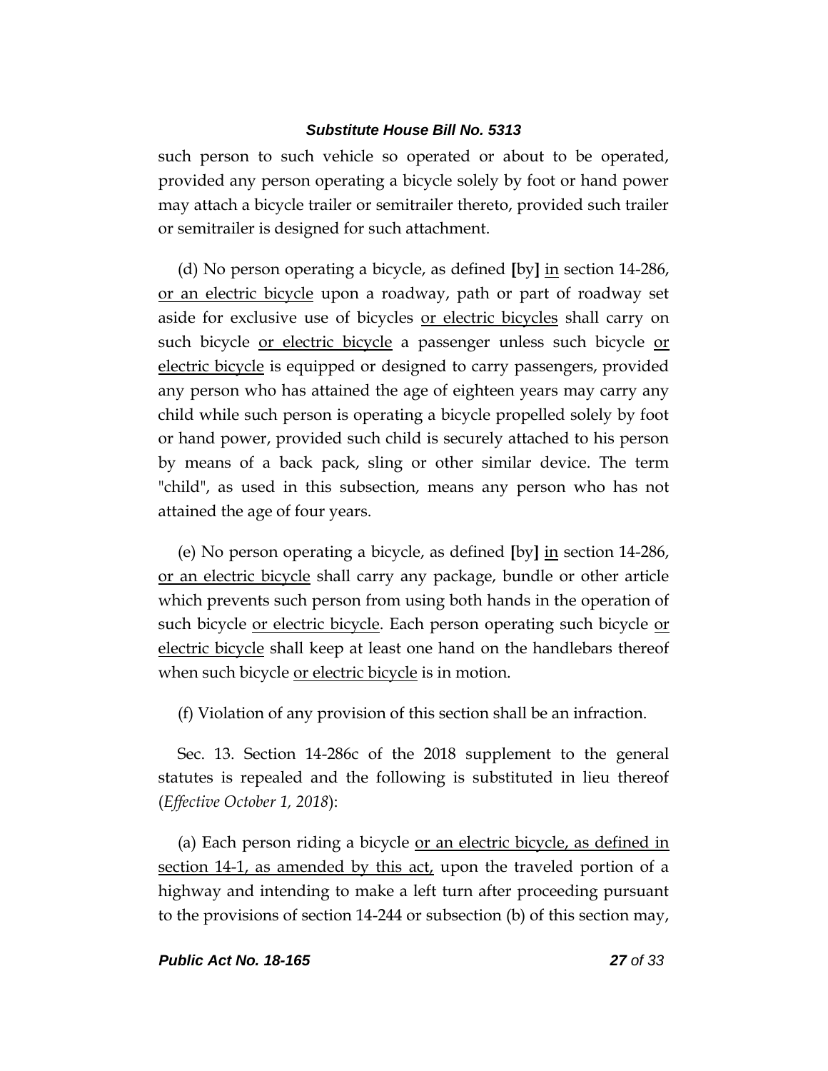such person to such vehicle so operated or about to be operated, provided any person operating a bicycle solely by foot or hand power may attach a bicycle trailer or semitrailer thereto, provided such trailer or semitrailer is designed for such attachment.

(d) No person operating a bicycle, as defined [by] <u>in</u> section 14-286, <u>or an electric bicycle</u> upon a roadway, path or part of roadway set aside for exclusive use of bicycles <u>or electric bicycles</u> shall carry on such bicycle <u>or electric bicycle</u> a passenger unless such bicycle <u>or electric bicycle</u> is equipped or designed to carry passengers, provided any person who has attained the age of eighteen years may carry any child while such person is operating a bicycle propelled solely by foot or hand power, provided such child is securely attached to his person by means of a back pack, sling or other similar device. The term "child", as used in this subsection, means any person who has not attained the age of four years.

(e) No person operating a bicycle, as defined [by] <u>in</u> section 14-286, <u>or an electric bicycle</u> shall carry any package, bundle or other article which prevents such person from using both hands in the operation of such bicycle <u>or electric bicycle</u>. Each person operating such bicycle <u>or electric bicycle</u> shall keep at least one hand on the handlebars thereof when such bicycle <u>or electric bicycle</u> is in motion.

(f) Violation of any provision of this section shall be an infraction.

Sec. 13. Section 14-286c of the 2018 supplement to the general statutes is repealed and the following is substituted in lieu thereof (*Effective October 1, 2018*):

(a) Each person riding a bicycle <u>or an electric bicycle, as defined in section 14-1, as amended by this act,</u> upon the traveled portion of a highway and intending to make a left turn after proceeding pursuant to the provisions of section 14-244 or subsection (b) of this section may,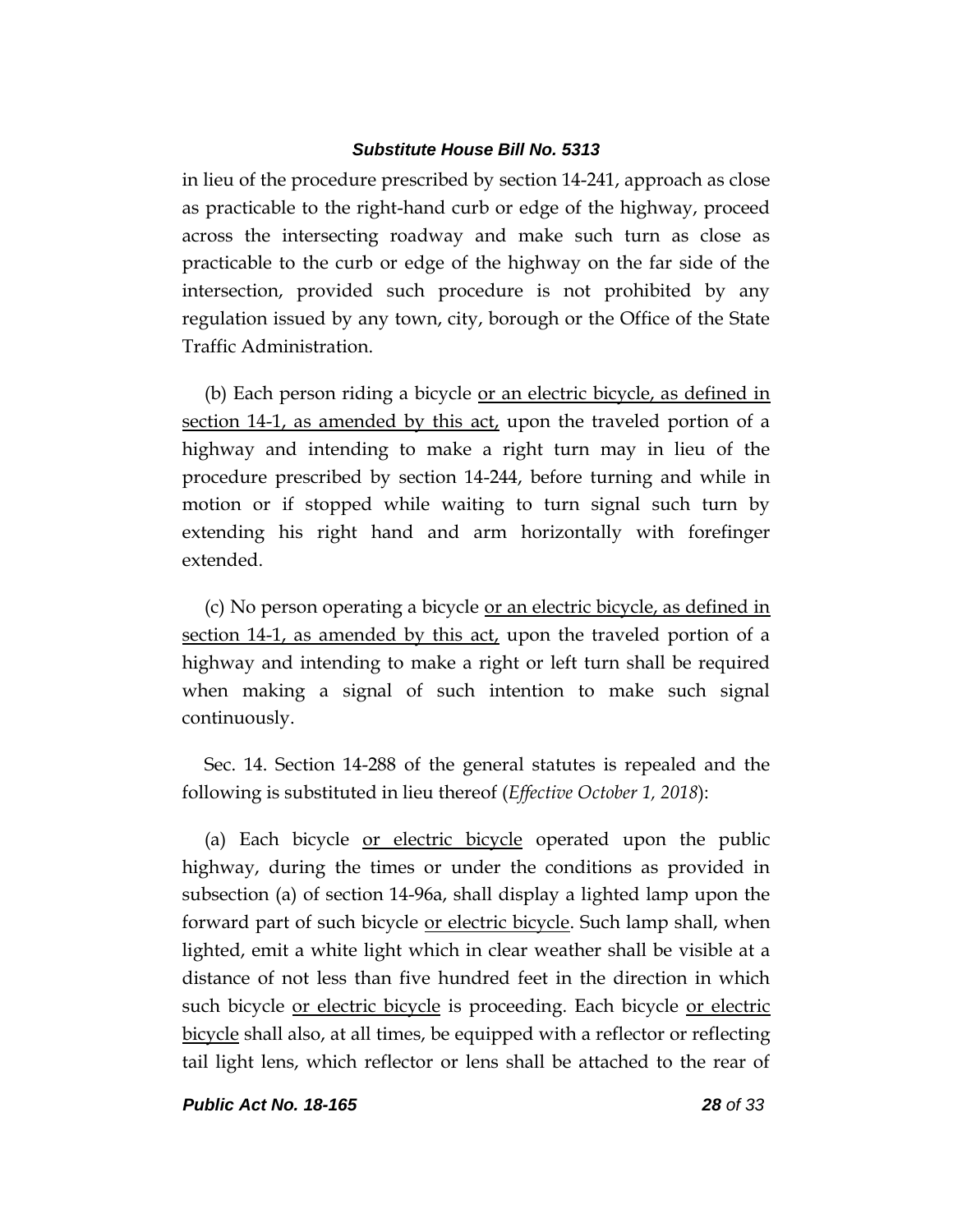in lieu of the procedure prescribed by section 14-241, approach as close as practicable to the right-hand curb or edge of the highway, proceed across the intersecting roadway and make such turn as close as practicable to the curb or edge of the highway on the far side of the intersection, provided such procedure is not prohibited by any regulation issued by any town, city, borough or the Office of the State Traffic Administration.

(b) Each person riding a bicycle <u>or an electric bicycle, as defined in section 14-1, as amended by this act,</u> upon the traveled portion of a highway and intending to make a right turn may in lieu of the procedure prescribed by section 14-244, before turning and while in motion or if stopped while waiting to turn signal such turn by extending his right hand and arm horizontally with forefinger extended.

(c) No person operating a bicycle <u>or an electric bicycle, as defined in section 14-1, as amended by this act,</u> upon the traveled portion of a highway and intending to make a right or left turn shall be required when making a signal of such intention to make such signal continuously.

Sec. 14. Section 14-288 of the general statutes is repealed and the following is substituted in lieu thereof (*Effective October 1, 2018*):

(a) Each bicycle <u>or electric bicycle</u> operated upon the public highway, during the times or under the conditions as provided in subsection (a) of section 14-96a, shall display a lighted lamp upon the forward part of such bicycle <u>or electric bicycle</u>. Such lamp shall, when lighted, emit a white light which in clear weather shall be visible at a distance of not less than five hundred feet in the direction in which such bicycle <u>or electric bicycle</u> is proceeding. Each bicycle <u>or electric bicycle</u> shall also, at all times, be equipped with a reflector or reflecting tail light lens, which reflector or lens shall be attached to the rear of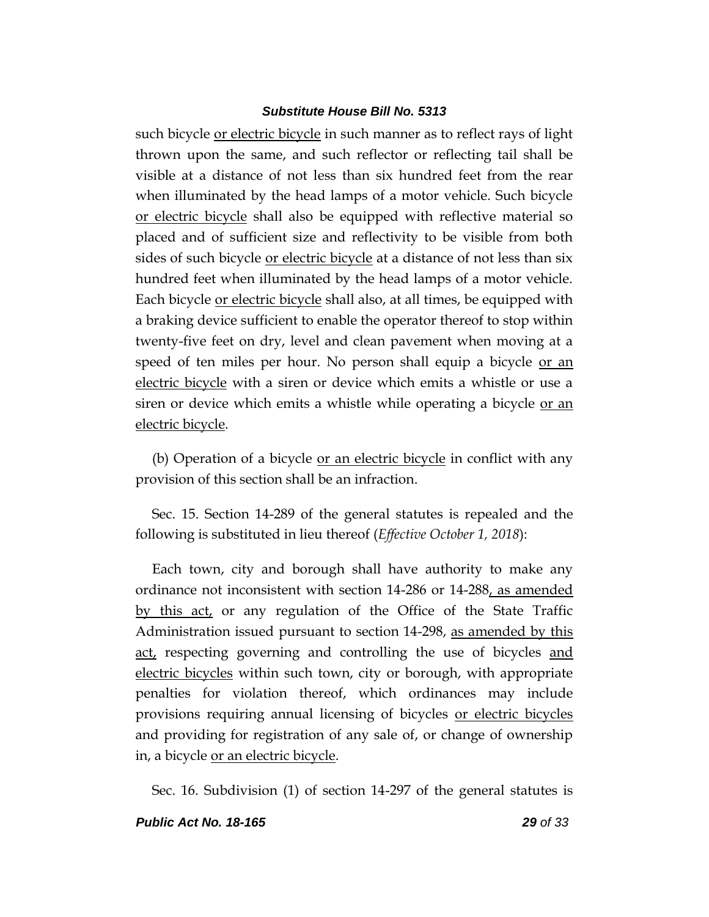such bicycle <u>or electric bicycle</u> in such manner as to reflect rays of light thrown upon the same, and such reflector or reflecting tail shall be visible at a distance of not less than six hundred feet from the rear when illuminated by the head lamps of a motor vehicle. Such bicycle <u>or electric bicycle</u> shall also be equipped with reflective material so placed and of sufficient size and reflectivity to be visible from both sides of such bicycle <u>or electric bicycle</u> at a distance of not less than six hundred feet when illuminated by the head lamps of a motor vehicle. Each bicycle <u>or electric bicycle</u> shall also, at all times, be equipped with a braking device sufficient to enable the operator thereof to stop within twenty-five feet on dry, level and clean pavement when moving at a speed of ten miles per hour. No person shall equip a bicycle <u>or an electric bicycle</u> with a siren or device which emits a whistle or use a siren or device which emits a whistle while operating a bicycle <u>or an electric bicycle</u>.

(b) Operation of a bicycle <u>or an electric bicycle</u> in conflict with any provision of this section shall be an infraction.

Sec. 15. Section 14-289 of the general statutes is repealed and the following is substituted in lieu thereof (*Effective October 1, 2018*):

Each town, city and borough shall have authority to make any ordinance not inconsistent with section 14-286 or 14-288<u>, as amended by this act,</u> or any regulation of the Office of the State Traffic Administration issued pursuant to section 14-298, <u>as amended by this act,</u> respecting governing and controlling the use of bicycles <u>and electric bicycles</u> within such town, city or borough, with appropriate penalties for violation thereof, which ordinances may include provisions requiring annual licensing of bicycles <u>or electric bicycles</u> and providing for registration of any sale of, or change of ownership in, a bicycle <u>or an electric bicycle</u>.

Sec. 16. Subdivision (1) of section 14-297 of the general statutes is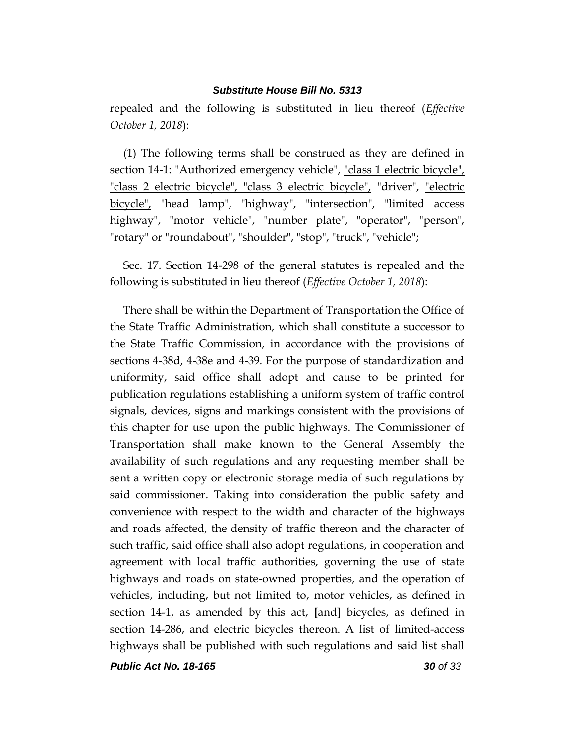repealed and the following is substituted in lieu thereof (*Effective October 1, 2018*):

(1) The following terms shall be construed as they are defined in section 14-1: "Authorized emergency vehicle", "class 1 electric bicycle", "class 2 electric bicycle", "class 3 electric bicycle", "driver", "electric bicycle", "head lamp", "highway", "intersection", "limited access highway", "motor vehicle", "number plate", "operator", "person", "rotary" or "roundabout", "shoulder", "stop", "truck", "vehicle";

Sec. 17. Section 14-298 of the general statutes is repealed and the following is substituted in lieu thereof (*Effective October 1, 2018*):

There shall be within the Department of Transportation the Office of the State Traffic Administration, which shall constitute a successor to the State Traffic Commission, in accordance with the provisions of sections 4-38d, 4-38e and 4-39. For the purpose of standardization and uniformity, said office shall adopt and cause to be printed for publication regulations establishing a uniform system of traffic control signals, devices, signs and markings consistent with the provisions of this chapter for use upon the public highways. The Commissioner of Transportation shall make known to the General Assembly the availability of such regulations and any requesting member shall be sent a written copy or electronic storage media of such regulations by said commissioner. Taking into consideration the public safety and convenience with respect to the width and character of the highways and roads affected, the density of traffic thereon and the character of such traffic, said office shall also adopt regulations, in cooperation and agreement with local traffic authorities, governing the use of state highways and roads on state-owned properties, and the operation of vehicles, including, but not limited to, motor vehicles, as defined in section 14-1, as amended by this act, [and] bicycles, as defined in section 14-286, and electric bicycles thereon. A list of limited-access highways shall be published with such regulations and said list shall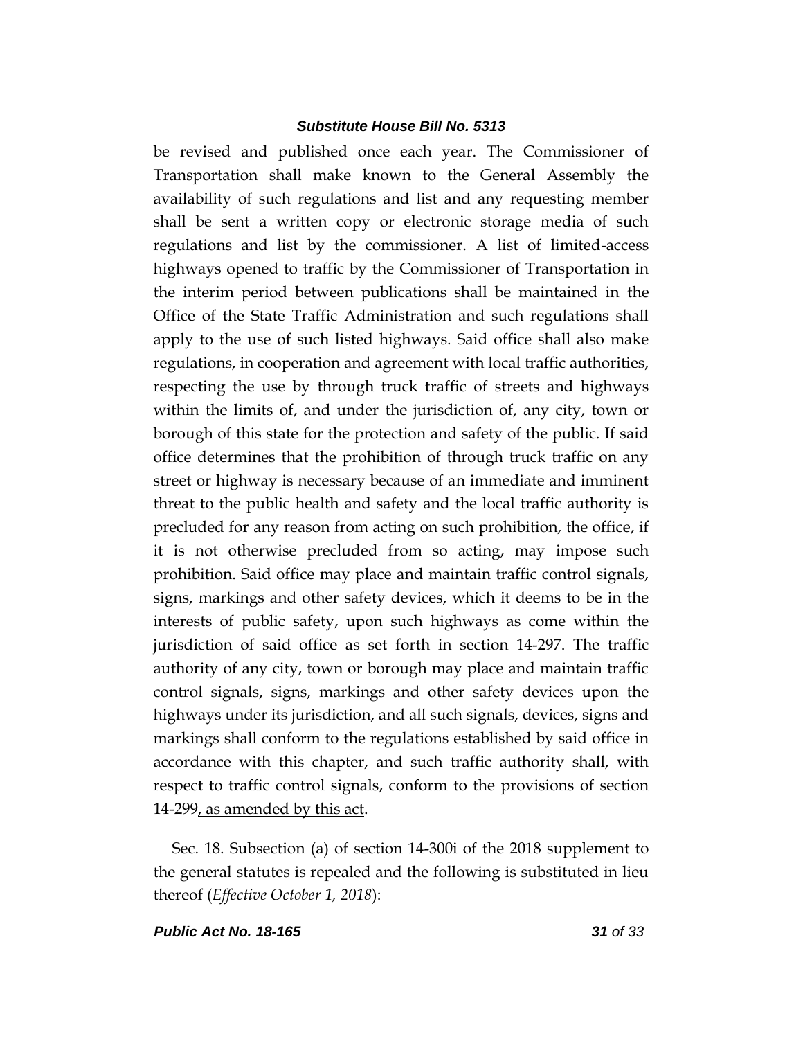be revised and published once each year. The Commissioner of Transportation shall make known to the General Assembly the availability of such regulations and list and any requesting member shall be sent a written copy or electronic storage media of such regulations and list by the commissioner. A list of limited-access highways opened to traffic by the Commissioner of Transportation in the interim period between publications shall be maintained in the Office of the State Traffic Administration and such regulations shall apply to the use of such listed highways. Said office shall also make regulations, in cooperation and agreement with local traffic authorities, respecting the use by through truck traffic of streets and highways within the limits of, and under the jurisdiction of, any city, town or borough of this state for the protection and safety of the public. If said office determines that the prohibition of through truck traffic on any street or highway is necessary because of an immediate and imminent threat to the public health and safety and the local traffic authority is precluded for any reason from acting on such prohibition, the office, if it is not otherwise precluded from so acting, may impose such prohibition. Said office may place and maintain traffic control signals, signs, markings and other safety devices, which it deems to be in the interests of public safety, upon such highways as come within the jurisdiction of said office as set forth in section 14-297. The traffic authority of any city, town or borough may place and maintain traffic control signals, signs, markings and other safety devices upon the highways under its jurisdiction, and all such signals, devices, signs and markings shall conform to the regulations established by said office in accordance with this chapter, and such traffic authority shall, with respect to traffic control signals, conform to the provisions of section 14-299, as amended by this act.

Sec. 18. Subsection (a) of section 14-300i of the 2018 supplement to the general statutes is repealed and the following is substituted in lieu thereof (*Effective October 1, 2018*):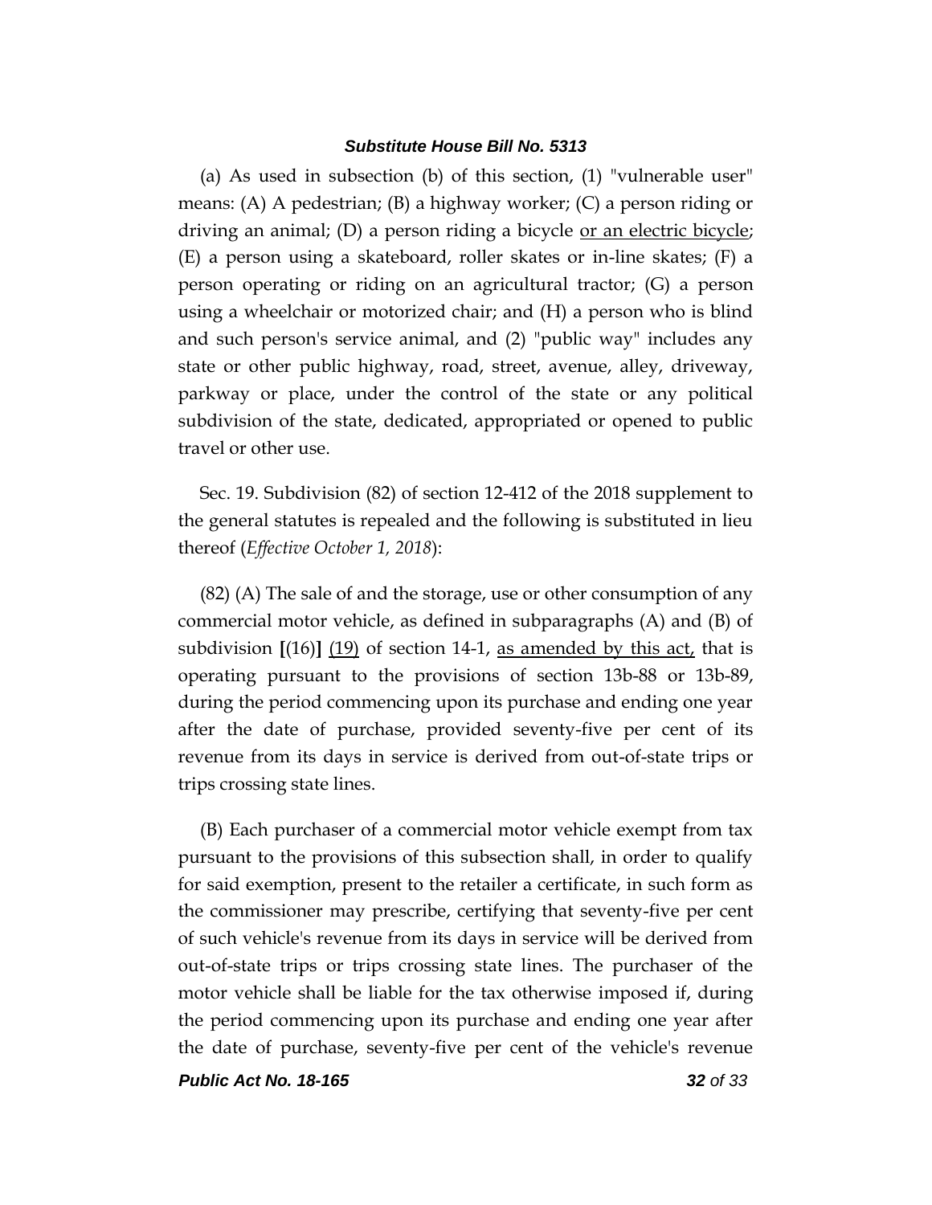(a) As used in subsection (b) of this section, (1) "vulnerable user" means: (A) A pedestrian; (B) a highway worker; (C) a person riding or driving an animal; (D) a person riding a bicycle <u>or an electric bicycle</u>; (E) a person using a skateboard, roller skates or in-line skates; (F) a person operating or riding on an agricultural tractor; (G) a person using a wheelchair or motorized chair; and (H) a person who is blind and such person's service animal, and (2) "public way" includes any state or other public highway, road, street, avenue, alley, driveway, parkway or place, under the control of the state or any political subdivision of the state, dedicated, appropriated or opened to public travel or other use.

Sec. 19. Subdivision (82) of section 12-412 of the 2018 supplement to the general statutes is repealed and the following is substituted in lieu thereof (*Effective October 1, 2018*):

(82) (A) The sale of and the storage, use or other consumption of any commercial motor vehicle, as defined in subparagraphs (A) and (B) of subdivision **[**(16)**]** <u>(19)</u> of section 14-1, <u>as amended by this act,</u> that is operating pursuant to the provisions of section 13b-88 or 13b-89, during the period commencing upon its purchase and ending one year after the date of purchase, provided seventy-five per cent of its revenue from its days in service is derived from out-of-state trips or trips crossing state lines.

(B) Each purchaser of a commercial motor vehicle exempt from tax pursuant to the provisions of this subsection shall, in order to qualify for said exemption, present to the retailer a certificate, in such form as the commissioner may prescribe, certifying that seventy-five per cent of such vehicle's revenue from its days in service will be derived from out-of-state trips or trips crossing state lines. The purchaser of the motor vehicle shall be liable for the tax otherwise imposed if, during the period commencing upon its purchase and ending one year after the date of purchase, seventy-five per cent of the vehicle's revenue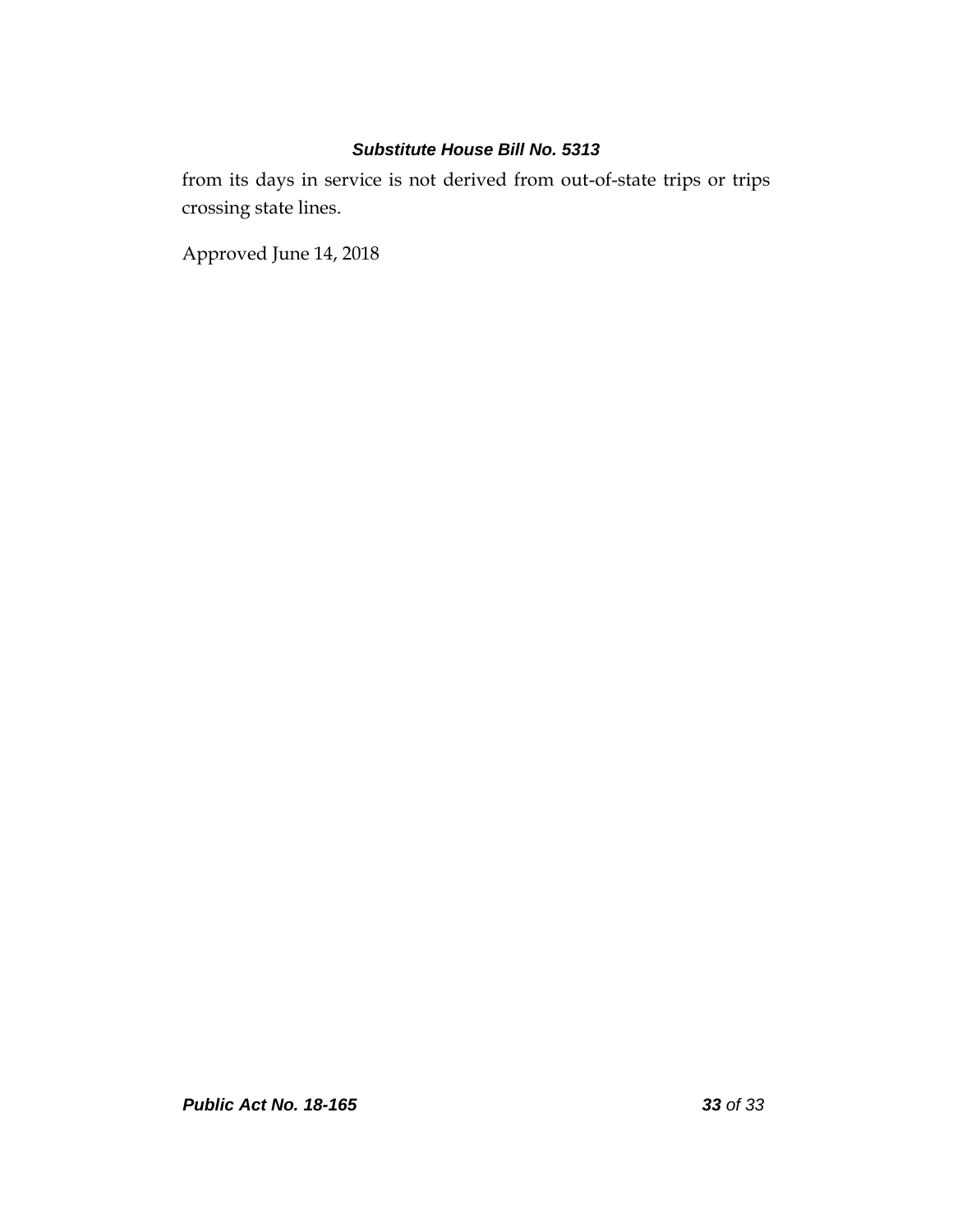from its days in service is not derived from out-of-state trips or trips crossing state lines.

Approved June 14, 2018